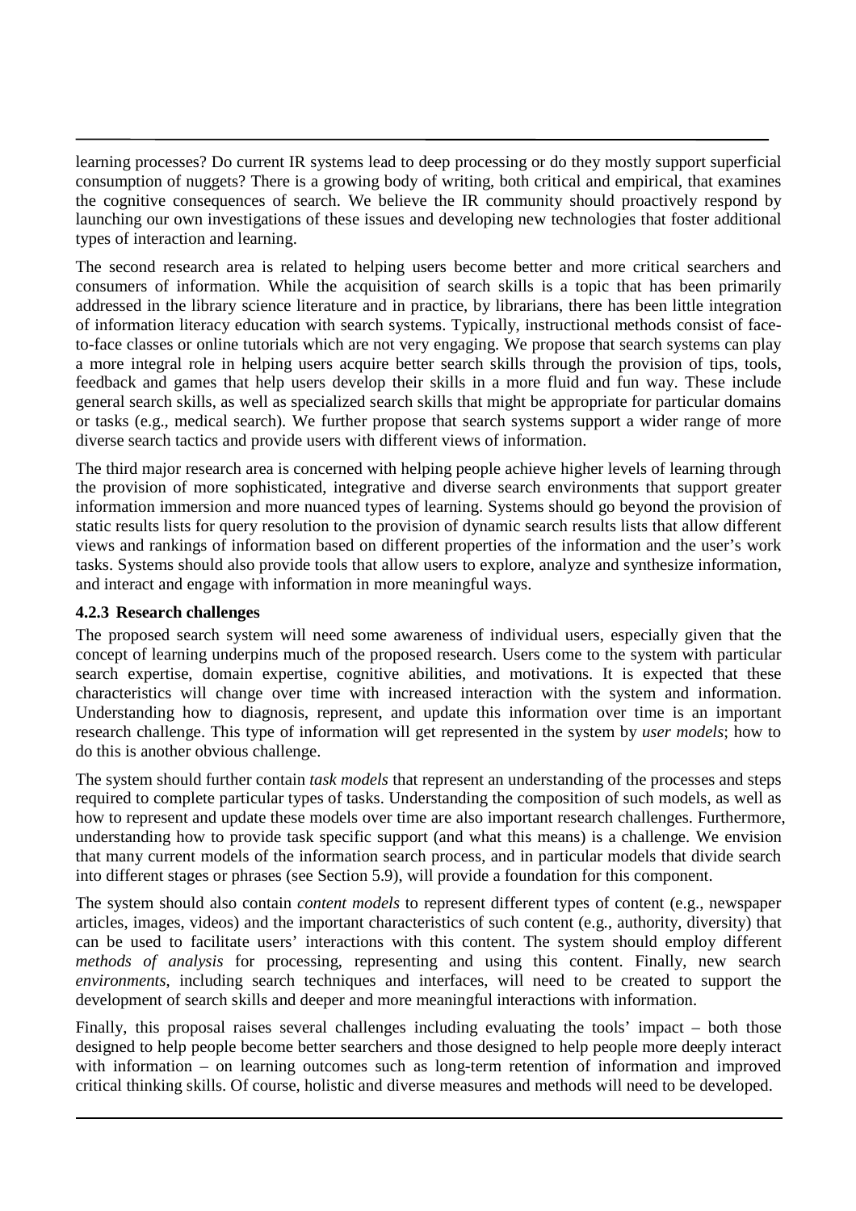learning processes? Do current IR systems lead to deep processing or do they mostly support superficial consumption of nuggets? There is a growing body of writing, both critical and empirical, that examines the cognitive consequences of search. We believe the IR community should proactively respond by launching our own investigations of these issues and developing new technologies that foster additional types of interaction and learning.

The second research area is related to helping users become better and more critical searchers and consumers of information. While the acquisition of search skills is a topic that has been primarily addressed in the library science literature and in practice, by librarians, there has been little integration of information literacy education with search systems. Typically, instructional methods consist of face-to-face classes or online tutorials which are not very engaging. We propose that search systems can play a more integral role in helping users acquire better search skills through the provision of tips, tools, feedback and games that help users develop their skills in a more fluid and fun way. These include general search skills, as well as specialized search skills that might be appropriate for particular domains or tasks (e.g., medical search). We further propose that search systems support a wider range of more diverse search tactics and provide users with different views of information.

The third major research area is concerned with helping people achieve higher levels of learning through the provision of more sophisticated, integrative and diverse search environments that support greater information immersion and more nuanced types of learning. Systems should go beyond the provision of static results lists for query resolution to the provision of dynamic search results lists that allow different views and rankings of information based on different properties of the information and the user's work tasks. Systems should also provide tools that allow users to explore, analyze and synthesize information, and interact and engage with information in more meaningful ways.

### 4.2.3 Research challenges

The proposed search system will need some awareness of individual users, especially given that the concept of learning underpins much of the proposed research. Users come to the system with particular search expertise, domain expertise, cognitive abilities, and motivations. It is expected that these characteristics will change over time with increased interaction with the system and information. Understanding how to diagnosis, represent, and update this information over time is an important research challenge. This type of information will get represented in the system by *user models*; how to do this is another obvious challenge.

The system should further contain *task models* that represent an understanding of the processes and steps required to complete particular types of tasks. Understanding the composition of such models, as well as how to represent and update these models over time are also important research challenges. Furthermore, understanding how to provide task specific support (and what this means) is a challenge. We envision that many current models of the information search process, and in particular models that divide search into different stages or phrases (see Section 5.9), will provide a foundation for this component.

The system should also contain *content models* to represent different types of content (e.g., newspaper articles, images, videos) and the important characteristics of such content (e.g., authority, diversity) that can be used to facilitate users' interactions with this content. The system should employ different *methods of analysis* for processing, representing and using this content. Finally, new search *environments*, including search techniques and interfaces, will need to be created to support the development of search skills and deeper and more meaningful interactions with information.

Finally, this proposal raises several challenges including evaluating the tools' impact – both those designed to help people become better searchers and those designed to help people more deeply interact with information – on learning outcomes such as long-term retention of information and improved critical thinking skills. Of course, holistic and diverse measures and methods will need to be developed.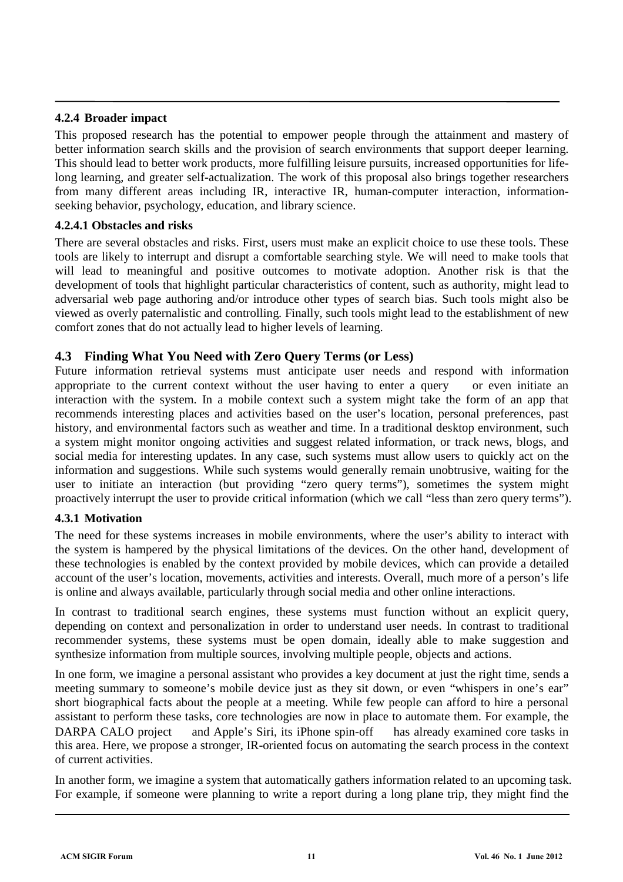#### 4.2.4 Broader impact

This proposed research has the potential to empower people through the attainment and mastery of better information search skills and the provision of search environments that support deeper learning. This should lead to better work products, more fulfilling leisure pursuits, increased opportunities for life-long learning, and greater self-actualization. The work of this proposal also brings together researchers from many different areas including IR, interactive IR, human-computer interaction, information-seeking behavior, psychology, education, and library science.

##### 4.2.4.1 Obstacles and risks

There are several obstacles and risks. First, users must make an explicit choice to use these tools. These tools are likely to interrupt and disrupt a comfortable searching style. We will need to make tools that will lead to meaningful and positive outcomes to motivate adoption. Another risk is that the development of tools that highlight particular characteristics of content, such as authority, might lead to adversarial web page authoring and/or introduce other types of search bias. Such tools might also be viewed as overly paternalistic and controlling. Finally, such tools might lead to the establishment of new comfort zones that do not actually lead to higher levels of learning.

### 4.3 Finding What You Need with Zero Query Terms (or Less)

Future information retrieval systems must anticipate user needs and respond with information appropriate to the current context without the user having to enter a query or even initiate an interaction with the system. In a mobile context such a system might take the form of an app that recommends interesting places and activities based on the user's location, personal preferences, past history, and environmental factors such as weather and time. In a traditional desktop environment, such a system might monitor ongoing activities and suggest related information, or track news, blogs, and social media for interesting updates. In any case, such systems must allow users to quickly act on the information and suggestions. While such systems would generally remain unobtrusive, waiting for the user to initiate an interaction (but providing "zero query terms"), sometimes the system might proactively interrupt the user to provide critical information (which we call "less than zero query terms").

#### 4.3.1 Motivation

The need for these systems increases in mobile environments, where the user's ability to interact with the system is hampered by the physical limitations of the devices. On the other hand, development of these technologies is enabled by the context provided by mobile devices, which can provide a detailed account of the user's location, movements, activities and interests. Overall, much more of a person's life is online and always available, particularly through social media and other online interactions.

In contrast to traditional search engines, these systems must function without an explicit query, depending on context and personalization in order to understand user needs. In contrast to traditional recommender systems, these systems must be open domain, ideally able to make suggestion and synthesize information from multiple sources, involving multiple people, objects and actions.

In one form, we imagine a personal assistant who provides a key document at just the right time, sends a meeting summary to someone's mobile device just as they sit down, or even "whispers in one's ear" short biographical facts about the people at a meeting. While few people can afford to hire a personal assistant to perform these tasks, core technologies are now in place to automate them. For example, the DARPA CALO project and Apple's Siri, its iPhone spin-off has already examined core tasks in this area. Here, we propose a stronger, IR-oriented focus on automating the search process in the context of current activities.

In another form, we imagine a system that automatically gathers information related to an upcoming task. For example, if someone were planning to write a report during a long plane trip, they might find the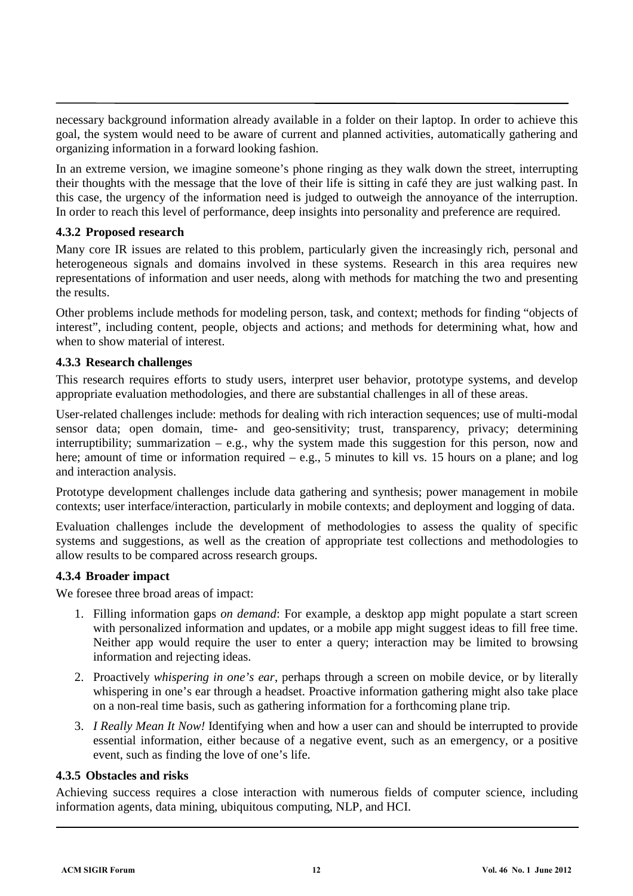necessary background information already available in a folder on their laptop. In order to achieve this goal, the system would need to be aware of current and planned activities, automatically gathering and organizing information in a forward looking fashion.

In an extreme version, we imagine someone's phone ringing as they walk down the street, interrupting their thoughts with the message that the love of their life is sitting in café they are just walking past. In this case, the urgency of the information need is judged to outweigh the annoyance of the interruption. In order to reach this level of performance, deep insights into personality and preference are required.

### 4.3.2 Proposed research

Many core IR issues are related to this problem, particularly given the increasingly rich, personal and heterogeneous signals and domains involved in these systems. Research in this area requires new representations of information and user needs, along with methods for matching the two and presenting the results.

Other problems include methods for modeling person, task, and context; methods for finding "objects of interest", including content, people, objects and actions; and methods for determining what, how and when to show material of interest.

### 4.3.3 Research challenges

This research requires efforts to study users, interpret user behavior, prototype systems, and develop appropriate evaluation methodologies, and there are substantial challenges in all of these areas.

User-related challenges include: methods for dealing with rich interaction sequences; use of multi-modal sensor data; open domain, time- and geo-sensitivity; trust, transparency, privacy; determining interruptibility; summarization – e.g., why the system made this suggestion for this person, now and here; amount of time or information required – e.g., 5 minutes to kill vs. 15 hours on a plane; and log and interaction analysis.

Prototype development challenges include data gathering and synthesis; power management in mobile contexts; user interface/interaction, particularly in mobile contexts; and deployment and logging of data.

Evaluation challenges include the development of methodologies to assess the quality of specific systems and suggestions, as well as the creation of appropriate test collections and methodologies to allow results to be compared across research groups.

### 4.3.4 Broader impact

We foresee three broad areas of impact:

1. Filling information gaps *on demand*: For example, a desktop app might populate a start screen with personalized information and updates, or a mobile app might suggest ideas to fill free time. Neither app would require the user to enter a query; interaction may be limited to browsing information and rejecting ideas.
2. Proactively *whispering in one's ear*, perhaps through a screen on mobile device, or by literally whispering in one's ear through a headset. Proactive information gathering might also take place on a non-real time basis, such as gathering information for a forthcoming plane trip.
3. *I Really Mean It Now!* Identifying when and how a user can and should be interrupted to provide essential information, either because of a negative event, such as an emergency, or a positive event, such as finding the love of one's life.

### 4.3.5 Obstacles and risks

Achieving success requires a close interaction with numerous fields of computer science, including information agents, data mining, ubiquitous computing, NLP, and HCI.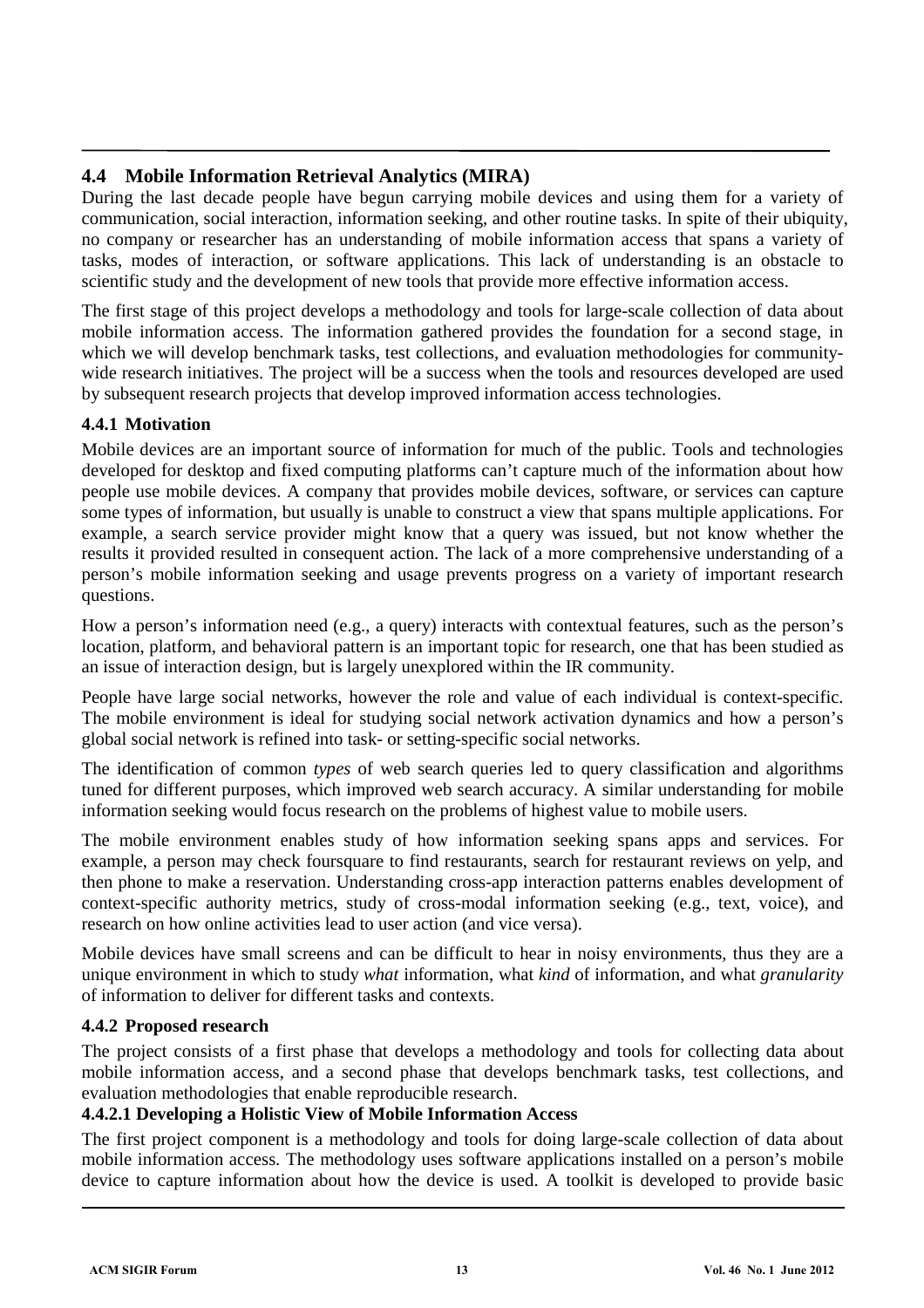## 4.4 Mobile Information Retrieval Analytics (MIRA)

During the last decade people have begun carrying mobile devices and using them for a variety of communication, social interaction, information seeking, and other routine tasks. In spite of their ubiquity, no company or researcher has an understanding of mobile information access that spans a variety of tasks, modes of interaction, or software applications. This lack of understanding is an obstacle to scientific study and the development of new tools that provide more effective information access.

The first stage of this project develops a methodology and tools for large-scale collection of data about mobile information access. The information gathered provides the foundation for a second stage, in which we will develop benchmark tasks, test collections, and evaluation methodologies for community-wide research initiatives. The project will be a success when the tools and resources developed are used by subsequent research projects that develop improved information access technologies.

### 4.4.1 Motivation

Mobile devices are an important source of information for much of the public. Tools and technologies developed for desktop and fixed computing platforms can't capture much of the information about how people use mobile devices. A company that provides mobile devices, software, or services can capture some types of information, but usually is unable to construct a view that spans multiple applications. For example, a search service provider might know that a query was issued, but not know whether the results it provided resulted in consequent action. The lack of a more comprehensive understanding of a person's mobile information seeking and usage prevents progress on a variety of important research questions.

How a person's information need (e.g., a query) interacts with contextual features, such as the person's location, platform, and behavioral pattern is an important topic for research, one that has been studied as an issue of interaction design, but is largely unexplored within the IR community.

People have large social networks, however the role and value of each individual is context-specific. The mobile environment is ideal for studying social network activation dynamics and how a person's global social network is refined into task- or setting-specific social networks.

The identification of common *types* of web search queries led to query classification and algorithms tuned for different purposes, which improved web search accuracy. A similar understanding for mobile information seeking would focus research on the problems of highest value to mobile users.

The mobile environment enables study of how information seeking spans apps and services. For example, a person may check foursquare to find restaurants, search for restaurant reviews on yelp, and then phone to make a reservation. Understanding cross-app interaction patterns enables development of context-specific authority metrics, study of cross-modal information seeking (e.g., text, voice), and research on how online activities lead to user action (and vice versa).

Mobile devices have small screens and can be difficult to hear in noisy environments, thus they are a unique environment in which to study *what* information, what *kind* of information, and what *granularity* of information to deliver for different tasks and contexts.

### 4.4.2 Proposed research

The project consists of a first phase that develops a methodology and tools for collecting data about mobile information access, and a second phase that develops benchmark tasks, test collections, and evaluation methodologies that enable reproducible research.

#### 4.4.2.1 Developing a Holistic View of Mobile Information Access

The first project component is a methodology and tools for doing large-scale collection of data about mobile information access. The methodology uses software applications installed on a person's mobile device to capture information about how the device is used. A toolkit is developed to provide basic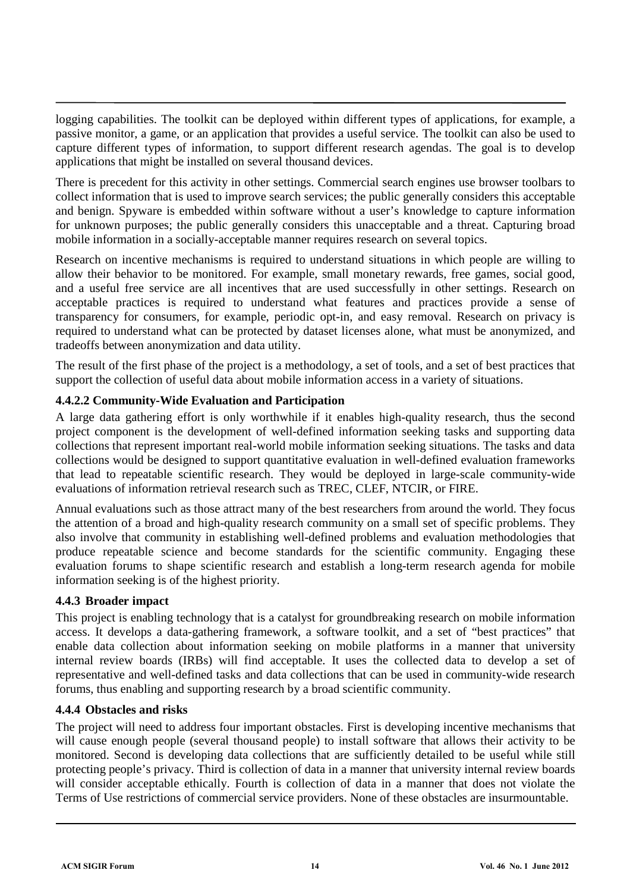logging capabilities. The toolkit can be deployed within different types of applications, for example, a passive monitor, a game, or an application that provides a useful service. The toolkit can also be used to capture different types of information, to support different research agendas. The goal is to develop applications that might be installed on several thousand devices.

There is precedent for this activity in other settings. Commercial search engines use browser toolbars to collect information that is used to improve search services; the public generally considers this acceptable and benign. Spyware is embedded within software without a user's knowledge to capture information for unknown purposes; the public generally considers this unacceptable and a threat. Capturing broad mobile information in a socially-acceptable manner requires research on several topics.

Research on incentive mechanisms is required to understand situations in which people are willing to allow their behavior to be monitored. For example, small monetary rewards, free games, social good, and a useful free service are all incentives that are used successfully in other settings. Research on acceptable practices is required to understand what features and practices provide a sense of transparency for consumers, for example, periodic opt-in, and easy removal. Research on privacy is required to understand what can be protected by dataset licenses alone, what must be anonymized, and tradeoffs between anonymization and data utility.

The result of the first phase of the project is a methodology, a set of tools, and a set of best practices that support the collection of useful data about mobile information access in a variety of situations.

#### 4.4.2.2 Community-Wide Evaluation and Participation

A large data gathering effort is only worthwhile if it enables high-quality research, thus the second project component is the development of well-defined information seeking tasks and supporting data collections that represent important real-world mobile information seeking situations. The tasks and data collections would be designed to support quantitative evaluation in well-defined evaluation frameworks that lead to repeatable scientific research. They would be deployed in large-scale community-wide evaluations of information retrieval research such as TREC, CLEF, NTCIR, or FIRE.

Annual evaluations such as those attract many of the best researchers from around the world. They focus the attention of a broad and high-quality research community on a small set of specific problems. They also involve that community in establishing well-defined problems and evaluation methodologies that produce repeatable science and become standards for the scientific community. Engaging these evaluation forums to shape scientific research and establish a long-term research agenda for mobile information seeking is of the highest priority.

### 4.4.3 Broader impact

This project is enabling technology that is a catalyst for groundbreaking research on mobile information access. It develops a data-gathering framework, a software toolkit, and a set of "best practices" that enable data collection about information seeking on mobile platforms in a manner that university internal review boards (IRBs) will find acceptable. It uses the collected data to develop a set of representative and well-defined tasks and data collections that can be used in community-wide research forums, thus enabling and supporting research by a broad scientific community.

### 4.4.4 Obstacles and risks

The project will need to address four important obstacles. First is developing incentive mechanisms that will cause enough people (several thousand people) to install software that allows their activity to be monitored. Second is developing data collections that are sufficiently detailed to be useful while still protecting people's privacy. Third is collection of data in a manner that university internal review boards will consider acceptable ethically. Fourth is collection of data in a manner that does not violate the Terms of Use restrictions of commercial service providers. None of these obstacles are insurmountable.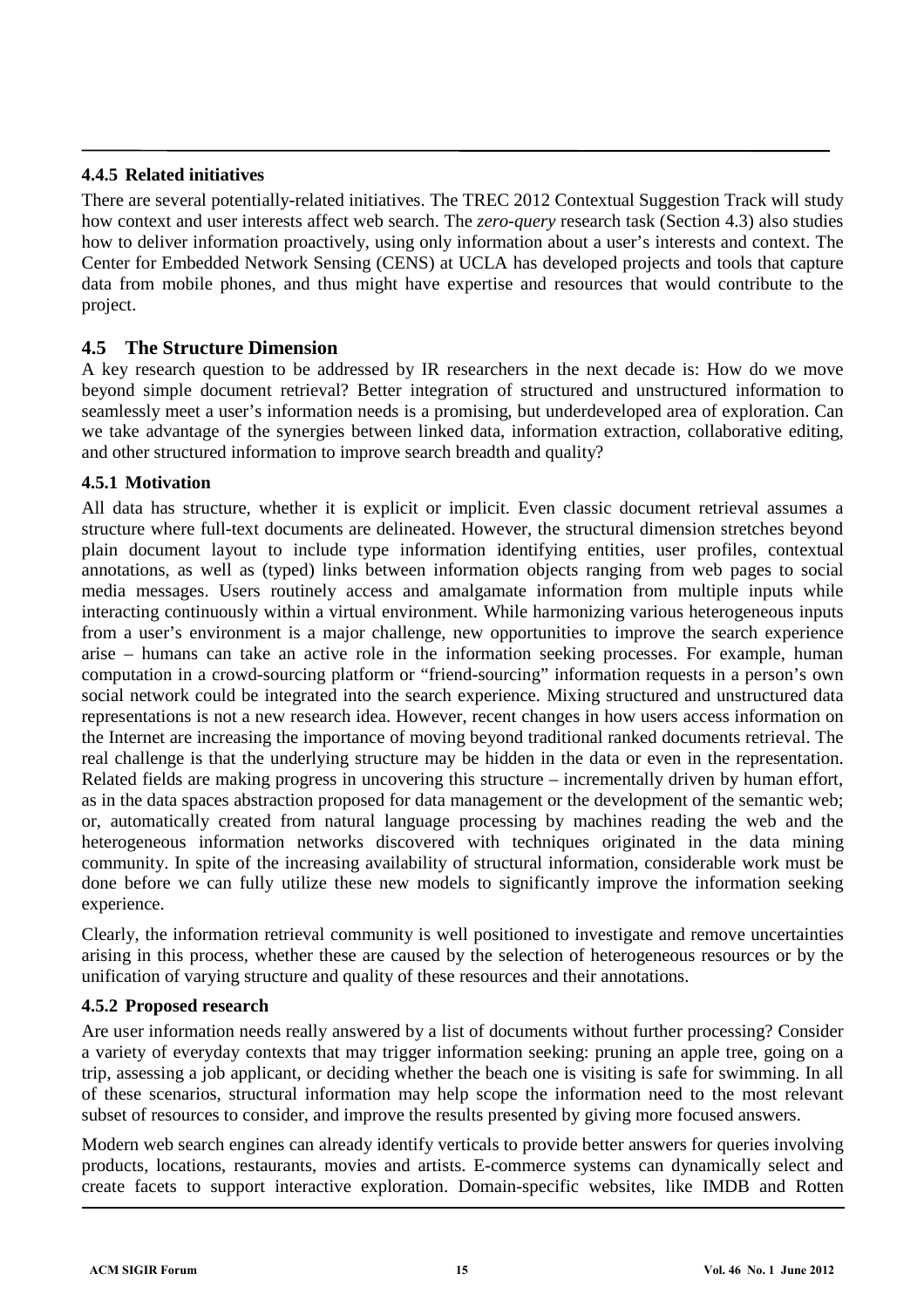### 4.4.5 Related initiatives

There are several potentially-related initiatives. The TREC 2012 Contextual Suggestion Track will study how context and user interests affect web search. The *zero-query* research task (Section 4.3) also studies how to deliver information proactively, using only information about a user's interests and context. The Center for Embedded Network Sensing (CENS) at UCLA has developed projects and tools that capture data from mobile phones, and thus might have expertise and resources that would contribute to the project.

## 4.5 The Structure Dimension

A key research question to be addressed by IR researchers in the next decade is: How do we move beyond simple document retrieval? Better integration of structured and unstructured information to seamlessly meet a user's information needs is a promising, but underdeveloped area of exploration. Can we take advantage of the synergies between linked data, information extraction, collaborative editing, and other structured information to improve search breadth and quality?

### 4.5.1 Motivation

All data has structure, whether it is explicit or implicit. Even classic document retrieval assumes a structure where full-text documents are delineated. However, the structural dimension stretches beyond plain document layout to include type information identifying entities, user profiles, contextual annotations, as well as (typed) links between information objects ranging from web pages to social media messages. Users routinely access and amalgamate information from multiple inputs while interacting continuously within a virtual environment. While harmonizing various heterogeneous inputs from a user's environment is a major challenge, new opportunities to improve the search experience arise – humans can take an active role in the information seeking processes. For example, human computation in a crowd-sourcing platform or "friend-sourcing" information requests in a person's own social network could be integrated into the search experience. Mixing structured and unstructured data representations is not a new research idea. However, recent changes in how users access information on the Internet are increasing the importance of moving beyond traditional ranked documents retrieval. The real challenge is that the underlying structure may be hidden in the data or even in the representation. Related fields are making progress in uncovering this structure – incrementally driven by human effort, as in the data spaces abstraction proposed for data management or the development of the semantic web; or, automatically created from natural language processing by machines reading the web and the heterogeneous information networks discovered with techniques originated in the data mining community. In spite of the increasing availability of structural information, considerable work must be done before we can fully utilize these new models to significantly improve the information seeking experience.

Clearly, the information retrieval community is well positioned to investigate and remove uncertainties arising in this process, whether these are caused by the selection of heterogeneous resources or by the unification of varying structure and quality of these resources and their annotations.

### 4.5.2 Proposed research

Are user information needs really answered by a list of documents without further processing? Consider a variety of everyday contexts that may trigger information seeking: pruning an apple tree, going on a trip, assessing a job applicant, or deciding whether the beach one is visiting is safe for swimming. In all of these scenarios, structural information may help scope the information need to the most relevant subset of resources to consider, and improve the results presented by giving more focused answers.

Modern web search engines can already identify verticals to provide better answers for queries involving products, locations, restaurants, movies and artists. E-commerce systems can dynamically select and create facets to support interactive exploration. Domain-specific websites, like IMDB and Rotten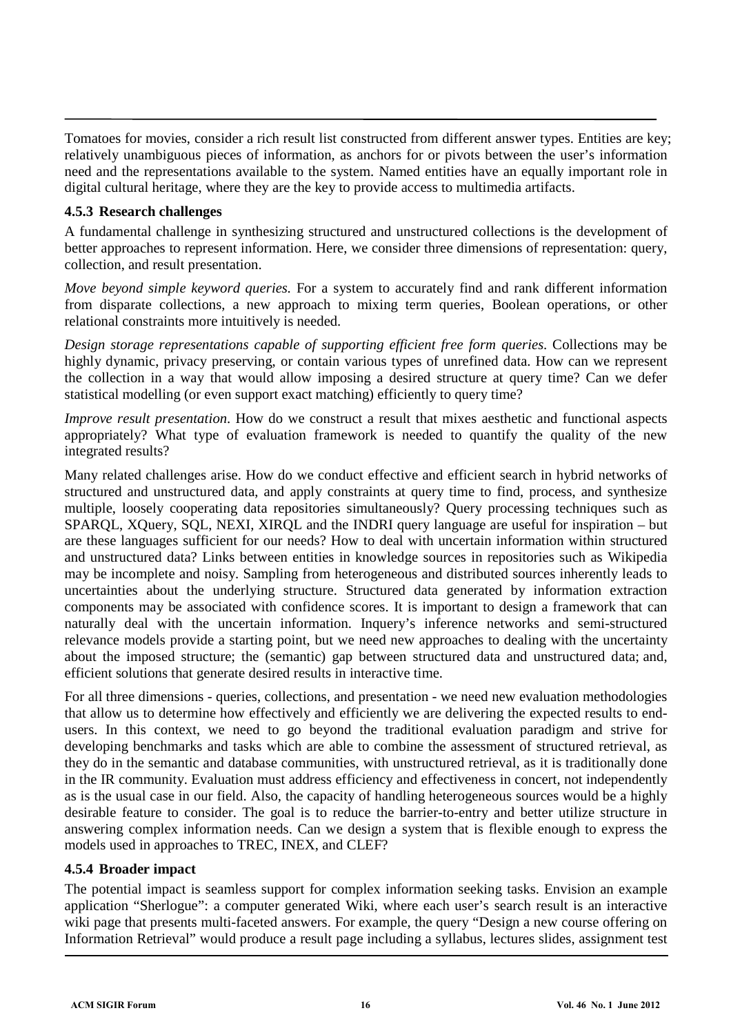Tomatoes for movies, consider a rich result list constructed from different answer types. Entities are key; relatively unambiguous pieces of information, as anchors for or pivots between the user's information need and the representations available to the system. Named entities have an equally important role in digital cultural heritage, where they are the key to provide access to multimedia artifacts.

### 4.5.3 Research challenges

A fundamental challenge in synthesizing structured and unstructured collections is the development of better approaches to represent information. Here, we consider three dimensions of representation: query, collection, and result presentation.

*Move beyond simple keyword queries.* For a system to accurately find and rank different information from disparate collections, a new approach to mixing term queries, Boolean operations, or other relational constraints more intuitively is needed.

*Design storage representations capable of supporting efficient free form queries.* Collections may be highly dynamic, privacy preserving, or contain various types of unrefined data. How can we represent the collection in a way that would allow imposing a desired structure at query time? Can we defer statistical modelling (or even support exact matching) efficiently to query time?

*Improve result presentation*. How do we construct a result that mixes aesthetic and functional aspects appropriately? What type of evaluation framework is needed to quantify the quality of the new integrated results?

Many related challenges arise. How do we conduct effective and efficient search in hybrid networks of structured and unstructured data, and apply constraints at query time to find, process, and synthesize multiple, loosely cooperating data repositories simultaneously? Query processing techniques such as SPARQL, XQuery, SQL, NEXI, XIRQL and the INDRI query language are useful for inspiration – but are these languages sufficient for our needs? How to deal with uncertain information within structured and unstructured data? Links between entities in knowledge sources in repositories such as Wikipedia may be incomplete and noisy. Sampling from heterogeneous and distributed sources inherently leads to uncertainties about the underlying structure. Structured data generated by information extraction components may be associated with confidence scores. It is important to design a framework that can naturally deal with the uncertain information. Inquery's inference networks and semi-structured relevance models provide a starting point, but we need new approaches to dealing with the uncertainty about the imposed structure; the (semantic) gap between structured data and unstructured data; and, efficient solutions that generate desired results in interactive time.

For all three dimensions - queries, collections, and presentation - we need new evaluation methodologies that allow us to determine how effectively and efficiently we are delivering the expected results to end-users. In this context, we need to go beyond the traditional evaluation paradigm and strive for developing benchmarks and tasks which are able to combine the assessment of structured retrieval, as they do in the semantic and database communities, with unstructured retrieval, as it is traditionally done in the IR community. Evaluation must address efficiency and effectiveness in concert, not independently as is the usual case in our field. Also, the capacity of handling heterogeneous sources would be a highly desirable feature to consider. The goal is to reduce the barrier-to-entry and better utilize structure in answering complex information needs. Can we design a system that is flexible enough to express the models used in approaches to TREC, INEX, and CLEF?

### 4.5.4 Broader impact

The potential impact is seamless support for complex information seeking tasks. Envision an example application "Sherlogue": a computer generated Wiki, where each user's search result is an interactive wiki page that presents multi-faceted answers. For example, the query "Design a new course offering on Information Retrieval" would produce a result page including a syllabus, lectures slides, assignment test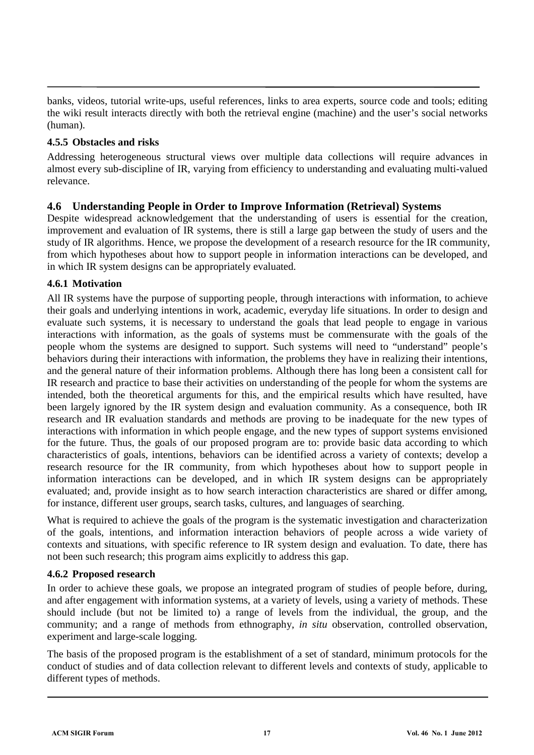banks, videos, tutorial write-ups, useful references, links to area experts, source code and tools; editing the wiki result interacts directly with both the retrieval engine (machine) and the user's social networks (human).

### 4.5.5 Obstacles and risks

Addressing heterogeneous structural views over multiple data collections will require advances in almost every sub-discipline of IR, varying from efficiency to understanding and evaluating multi-valued relevance.

## 4.6 Understanding People in Order to Improve Information (Retrieval) Systems

Despite widespread acknowledgement that the understanding of users is essential for the creation, improvement and evaluation of IR systems, there is still a large gap between the study of users and the study of IR algorithms. Hence, we propose the development of a research resource for the IR community, from which hypotheses about how to support people in information interactions can be developed, and in which IR system designs can be appropriately evaluated.

### 4.6.1 Motivation

All IR systems have the purpose of supporting people, through interactions with information, to achieve their goals and underlying intentions in work, academic, everyday life situations. In order to design and evaluate such systems, it is necessary to understand the goals that lead people to engage in various interactions with information, as the goals of systems must be commensurate with the goals of the people whom the systems are designed to support. Such systems will need to "understand" people's behaviors during their interactions with information, the problems they have in realizing their intentions, and the general nature of their information problems. Although there has long been a consistent call for IR research and practice to base their activities on understanding of the people for whom the systems are intended, both the theoretical arguments for this, and the empirical results which have resulted, have been largely ignored by the IR system design and evaluation community. As a consequence, both IR research and IR evaluation standards and methods are proving to be inadequate for the new types of interactions with information in which people engage, and the new types of support systems envisioned for the future. Thus, the goals of our proposed program are to: provide basic data according to which characteristics of goals, intentions, behaviors can be identified across a variety of contexts; develop a research resource for the IR community, from which hypotheses about how to support people in information interactions can be developed, and in which IR system designs can be appropriately evaluated; and, provide insight as to how search interaction characteristics are shared or differ among, for instance, different user groups, search tasks, cultures, and languages of searching.

What is required to achieve the goals of the program is the systematic investigation and characterization of the goals, intentions, and information interaction behaviors of people across a wide variety of contexts and situations, with specific reference to IR system design and evaluation. To date, there has not been such research; this program aims explicitly to address this gap.

### 4.6.2 Proposed research

In order to achieve these goals, we propose an integrated program of studies of people before, during, and after engagement with information systems, at a variety of levels, using a variety of methods. These should include (but not be limited to) a range of levels from the individual, the group, and the community; and a range of methods from ethnography, *in situ* observation, controlled observation, experiment and large-scale logging.

The basis of the proposed program is the establishment of a set of standard, minimum protocols for the conduct of studies and of data collection relevant to different levels and contexts of study, applicable to different types of methods.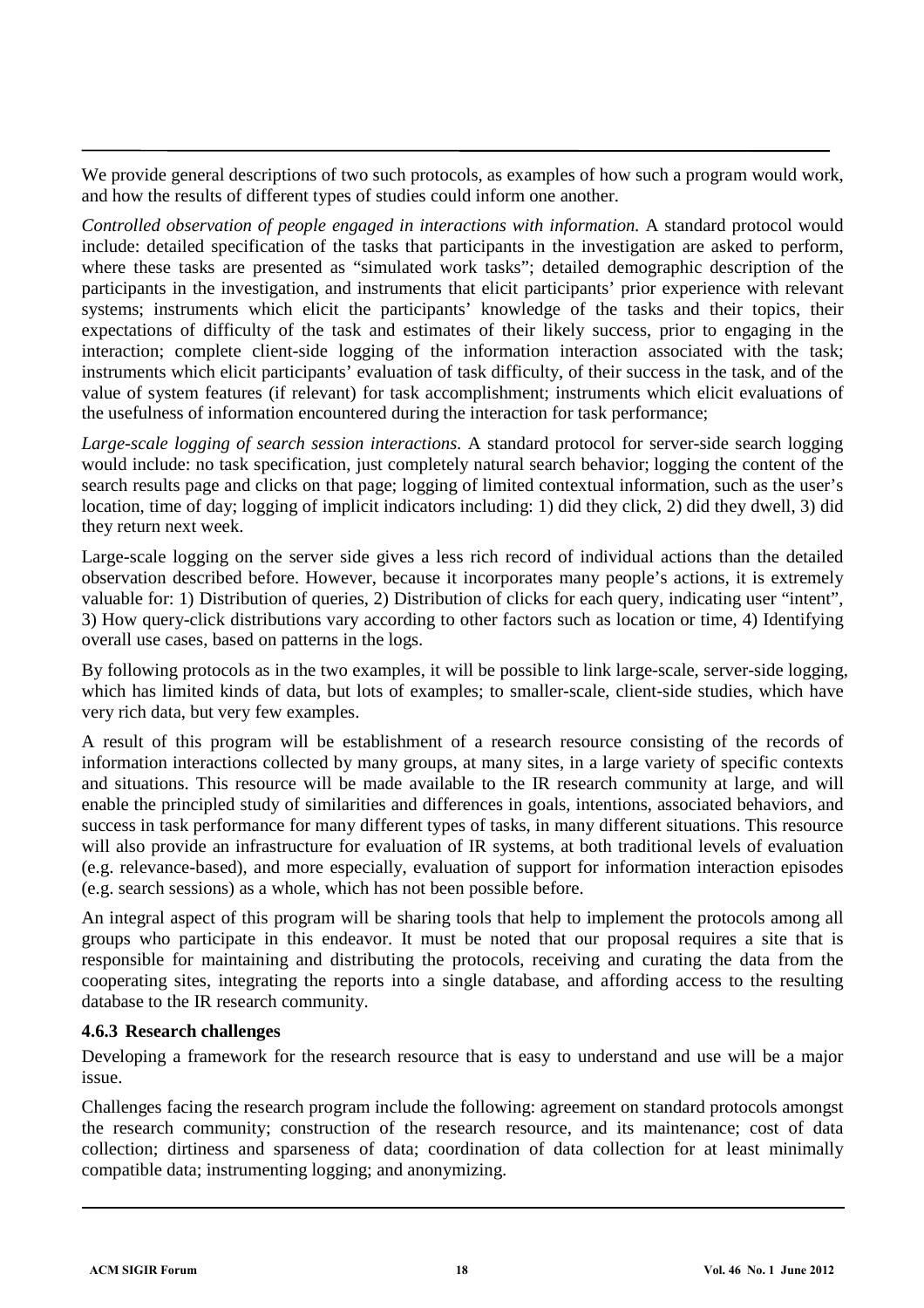We provide general descriptions of two such protocols, as examples of how such a program would work, and how the results of different types of studies could inform one another.

*Controlled observation of people engaged in interactions with information.* A standard protocol would include: detailed specification of the tasks that participants in the investigation are asked to perform, where these tasks are presented as "simulated work tasks"; detailed demographic description of the participants in the investigation, and instruments that elicit participants' prior experience with relevant systems; instruments which elicit the participants' knowledge of the tasks and their topics, their expectations of difficulty of the task and estimates of their likely success, prior to engaging in the interaction; complete client-side logging of the information interaction associated with the task; instruments which elicit participants' evaluation of task difficulty, of their success in the task, and of the value of system features (if relevant) for task accomplishment; instruments which elicit evaluations of the usefulness of information encountered during the interaction for task performance;

*Large-scale logging of search session interactions.* A standard protocol for server-side search logging would include: no task specification, just completely natural search behavior; logging the content of the search results page and clicks on that page; logging of limited contextual information, such as the user's location, time of day; logging of implicit indicators including: 1) did they click, 2) did they dwell, 3) did they return next week.

Large-scale logging on the server side gives a less rich record of individual actions than the detailed observation described before. However, because it incorporates many people's actions, it is extremely valuable for: 1) Distribution of queries, 2) Distribution of clicks for each query, indicating user "intent", 3) How query-click distributions vary according to other factors such as location or time, 4) Identifying overall use cases, based on patterns in the logs.

By following protocols as in the two examples, it will be possible to link large-scale, server-side logging, which has limited kinds of data, but lots of examples; to smaller-scale, client-side studies, which have very rich data, but very few examples.

A result of this program will be establishment of a research resource consisting of the records of information interactions collected by many groups, at many sites, in a large variety of specific contexts and situations. This resource will be made available to the IR research community at large, and will enable the principled study of similarities and differences in goals, intentions, associated behaviors, and success in task performance for many different types of tasks, in many different situations. This resource will also provide an infrastructure for evaluation of IR systems, at both traditional levels of evaluation (e.g. relevance-based), and more especially, evaluation of support for information interaction episodes (e.g. search sessions) as a whole, which has not been possible before.

An integral aspect of this program will be sharing tools that help to implement the protocols among all groups who participate in this endeavor. It must be noted that our proposal requires a site that is responsible for maintaining and distributing the protocols, receiving and curating the data from the cooperating sites, integrating the reports into a single database, and affording access to the resulting database to the IR research community.

### 4.6.3 Research challenges

Developing a framework for the research resource that is easy to understand and use will be a major issue.

Challenges facing the research program include the following: agreement on standard protocols amongst the research community; construction of the research resource, and its maintenance; cost of data collection; dirtiness and sparseness of data; coordination of data collection for at least minimally compatible data; instrumenting logging; and anonymizing.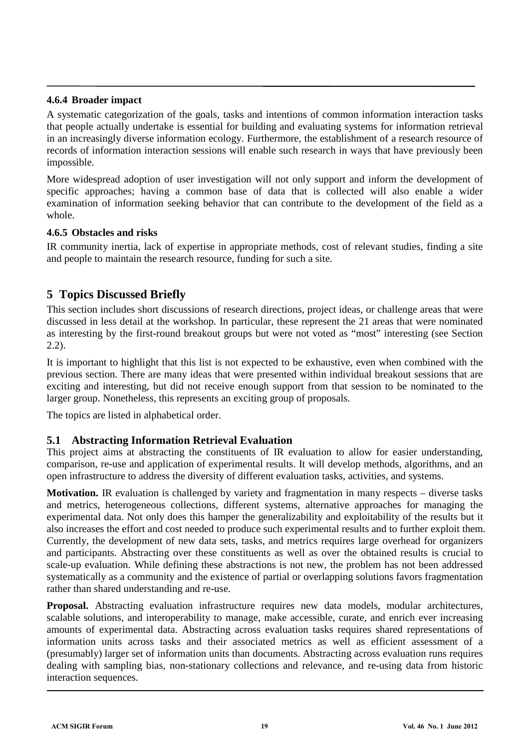#### 4.6.4 Broader impact

A systematic categorization of the goals, tasks and intentions of common information interaction tasks that people actually undertake is essential for building and evaluating systems for information retrieval in an increasingly diverse information ecology. Furthermore, the establishment of a research resource of records of information interaction sessions will enable such research in ways that have previously been impossible.

More widespread adoption of user investigation will not only support and inform the development of specific approaches; having a common base of data that is collected will also enable a wider examination of information seeking behavior that can contribute to the development of the field as a whole.

#### 4.6.5 Obstacles and risks

IR community inertia, lack of expertise in appropriate methods, cost of relevant studies, finding a site and people to maintain the research resource, funding for such a site.

## 5 Topics Discussed Briefly

This section includes short discussions of research directions, project ideas, or challenge areas that were discussed in less detail at the workshop. In particular, these represent the 21 areas that were nominated as interesting by the first-round breakout groups but were not voted as "most" interesting (see Section 2.2).

It is important to highlight that this list is not expected to be exhaustive, even when combined with the previous section. There are many ideas that were presented within individual breakout sessions that are exciting and interesting, but did not receive enough support from that session to be nominated to the larger group. Nonetheless, this represents an exciting group of proposals.

The topics are listed in alphabetical order.

### 5.1 Abstracting Information Retrieval Evaluation

This project aims at abstracting the constituents of IR evaluation to allow for easier understanding, comparison, re-use and application of experimental results. It will develop methods, algorithms, and an open infrastructure to address the diversity of different evaluation tasks, activities, and systems.

**Motivation.** IR evaluation is challenged by variety and fragmentation in many respects – diverse tasks and metrics, heterogeneous collections, different systems, alternative approaches for managing the experimental data. Not only does this hamper the generalizability and exploitability of the results but it also increases the effort and cost needed to produce such experimental results and to further exploit them. Currently, the development of new data sets, tasks, and metrics requires large overhead for organizers and participants. Abstracting over these constituents as well as over the obtained results is crucial to scale-up evaluation. While defining these abstractions is not new, the problem has not been addressed systematically as a community and the existence of partial or overlapping solutions favors fragmentation rather than shared understanding and re-use.

**Proposal.** Abstracting evaluation infrastructure requires new data models, modular architectures, scalable solutions, and interoperability to manage, make accessible, curate, and enrich ever increasing amounts of experimental data. Abstracting across evaluation tasks requires shared representations of information units across tasks and their associated metrics as well as efficient assessment of a (presumably) larger set of information units than documents. Abstracting across evaluation runs requires dealing with sampling bias, non-stationary collections and relevance, and re-using data from historic interaction sequences.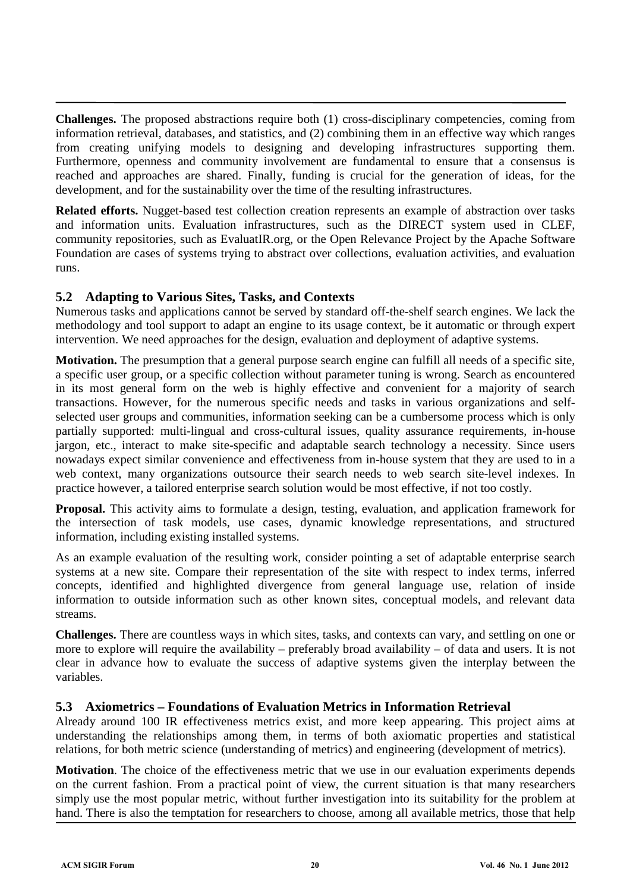**Challenges.** The proposed abstractions require both (1) cross-disciplinary competencies, coming from information retrieval, databases, and statistics, and (2) combining them in an effective way which ranges from creating unifying models to designing and developing infrastructures supporting them. Furthermore, openness and community involvement are fundamental to ensure that a consensus is reached and approaches are shared. Finally, funding is crucial for the generation of ideas, for the development, and for the sustainability over the time of the resulting infrastructures.

**Related efforts.** Nugget-based test collection creation represents an example of abstraction over tasks and information units. Evaluation infrastructures, such as the DIRECT system used in CLEF, community repositories, such as EvaluatIR.org, or the Open Relevance Project by the Apache Software Foundation are cases of systems trying to abstract over collections, evaluation activities, and evaluation runs.

### 5.2 Adapting to Various Sites, Tasks, and Contexts

Numerous tasks and applications cannot be served by standard off-the-shelf search engines. We lack the methodology and tool support to adapt an engine to its usage context, be it automatic or through expert intervention. We need approaches for the design, evaluation and deployment of adaptive systems.

**Motivation.** The presumption that a general purpose search engine can fulfill all needs of a specific site, a specific user group, or a specific collection without parameter tuning is wrong. Search as encountered in its most general form on the web is highly effective and convenient for a majority of search transactions. However, for the numerous specific needs and tasks in various organizations and self-selected user groups and communities, information seeking can be a cumbersome process which is only partially supported: multi-lingual and cross-cultural issues, quality assurance requirements, in-house jargon, etc., interact to make site-specific and adaptable search technology a necessity. Since users nowadays expect similar convenience and effectiveness from in-house system that they are used to in a web context, many organizations outsource their search needs to web search site-level indexes. In practice however, a tailored enterprise search solution would be most effective, if not too costly.

**Proposal.** This activity aims to formulate a design, testing, evaluation, and application framework for the intersection of task models, use cases, dynamic knowledge representations, and structured information, including existing installed systems.

As an example evaluation of the resulting work, consider pointing a set of adaptable enterprise search systems at a new site. Compare their representation of the site with respect to index terms, inferred concepts, identified and highlighted divergence from general language use, relation of inside information to outside information such as other known sites, conceptual models, and relevant data streams.

**Challenges.** There are countless ways in which sites, tasks, and contexts can vary, and settling on one or more to explore will require the availability – preferably broad availability – of data and users. It is not clear in advance how to evaluate the success of adaptive systems given the interplay between the variables.

### 5.3 Axiometrics – Foundations of Evaluation Metrics in Information Retrieval

Already around 100 IR effectiveness metrics exist, and more keep appearing. This project aims at understanding the relationships among them, in terms of both axiomatic properties and statistical relations, for both metric science (understanding of metrics) and engineering (development of metrics).

**Motivation**. The choice of the effectiveness metric that we use in our evaluation experiments depends on the current fashion. From a practical point of view, the current situation is that many researchers simply use the most popular metric, without further investigation into its suitability for the problem at hand. There is also the temptation for researchers to choose, among all available metrics, those that help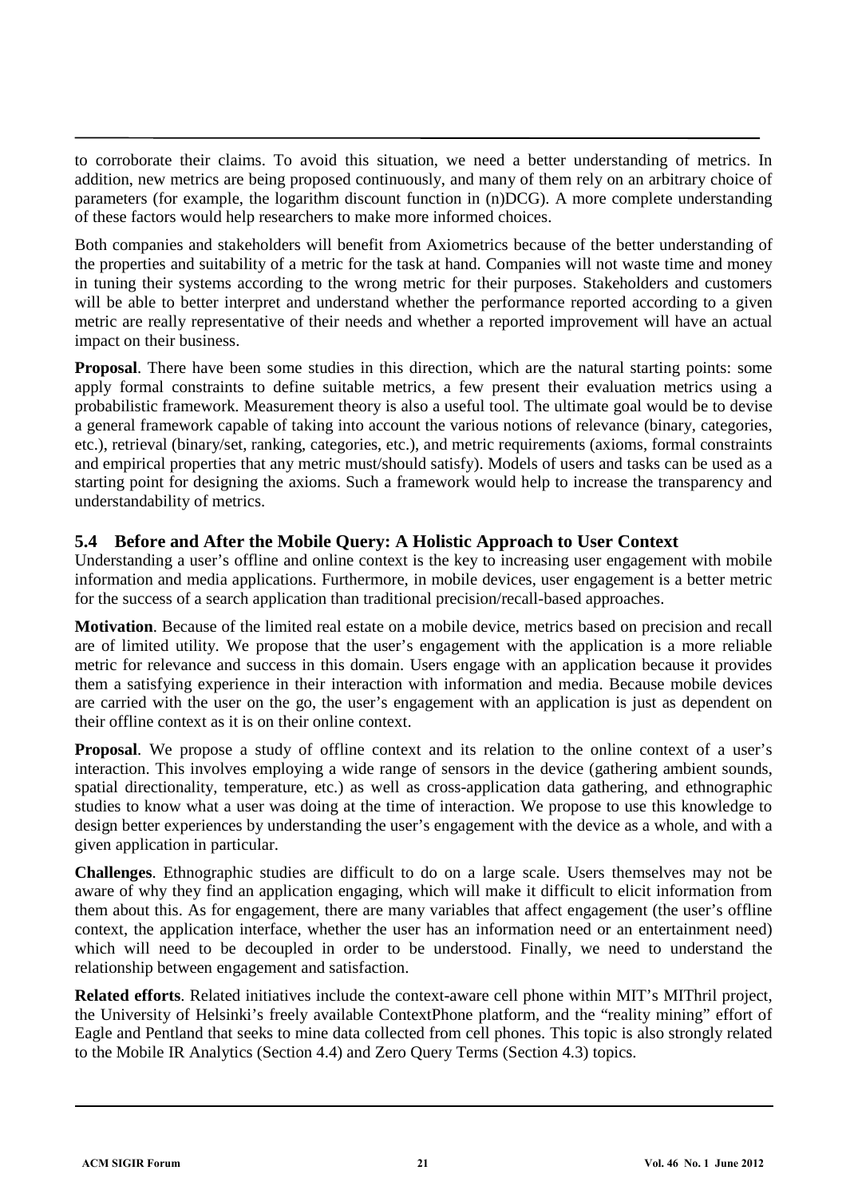to corroborate their claims. To avoid this situation, we need a better understanding of metrics. In addition, new metrics are being proposed continuously, and many of them rely on an arbitrary choice of parameters (for example, the logarithm discount function in (n)DCG). A more complete understanding of these factors would help researchers to make more informed choices.

Both companies and stakeholders will benefit from Axiometrics because of the better understanding of the properties and suitability of a metric for the task at hand. Companies will not waste time and money in tuning their systems according to the wrong metric for their purposes. Stakeholders and customers will be able to better interpret and understand whether the performance reported according to a given metric are really representative of their needs and whether a reported improvement will have an actual impact on their business.

**Proposal**. There have been some studies in this direction, which are the natural starting points: some apply formal constraints to define suitable metrics, a few present their evaluation metrics using a probabilistic framework. Measurement theory is also a useful tool. The ultimate goal would be to devise a general framework capable of taking into account the various notions of relevance (binary, categories, etc.), retrieval (binary/set, ranking, categories, etc.), and metric requirements (axioms, formal constraints and empirical properties that any metric must/should satisfy). Models of users and tasks can be used as a starting point for designing the axioms. Such a framework would help to increase the transparency and understandability of metrics.

### 5.4 Before and After the Mobile Query: A Holistic Approach to User Context

Understanding a user's offline and online context is the key to increasing user engagement with mobile information and media applications. Furthermore, in mobile devices, user engagement is a better metric for the success of a search application than traditional precision/recall-based approaches.

**Motivation**. Because of the limited real estate on a mobile device, metrics based on precision and recall are of limited utility. We propose that the user's engagement with the application is a more reliable metric for relevance and success in this domain. Users engage with an application because it provides them a satisfying experience in their interaction with information and media. Because mobile devices are carried with the user on the go, the user's engagement with an application is just as dependent on their offline context as it is on their online context.

**Proposal**. We propose a study of offline context and its relation to the online context of a user's interaction. This involves employing a wide range of sensors in the device (gathering ambient sounds, spatial directionality, temperature, etc.) as well as cross-application data gathering, and ethnographic studies to know what a user was doing at the time of interaction. We propose to use this knowledge to design better experiences by understanding the user's engagement with the device as a whole, and with a given application in particular.

**Challenges**. Ethnographic studies are difficult to do on a large scale. Users themselves may not be aware of why they find an application engaging, which will make it difficult to elicit information from them about this. As for engagement, there are many variables that affect engagement (the user's offline context, the application interface, whether the user has an information need or an entertainment need) which will need to be decoupled in order to be understood. Finally, we need to understand the relationship between engagement and satisfaction.

**Related efforts**. Related initiatives include the context-aware cell phone within MIT's MIThril project, the University of Helsinki's freely available ContextPhone platform, and the "reality mining" effort of Eagle and Pentland that seeks to mine data collected from cell phones. This topic is also strongly related to the Mobile IR Analytics (Section 4.4) and Zero Query Terms (Section 4.3) topics.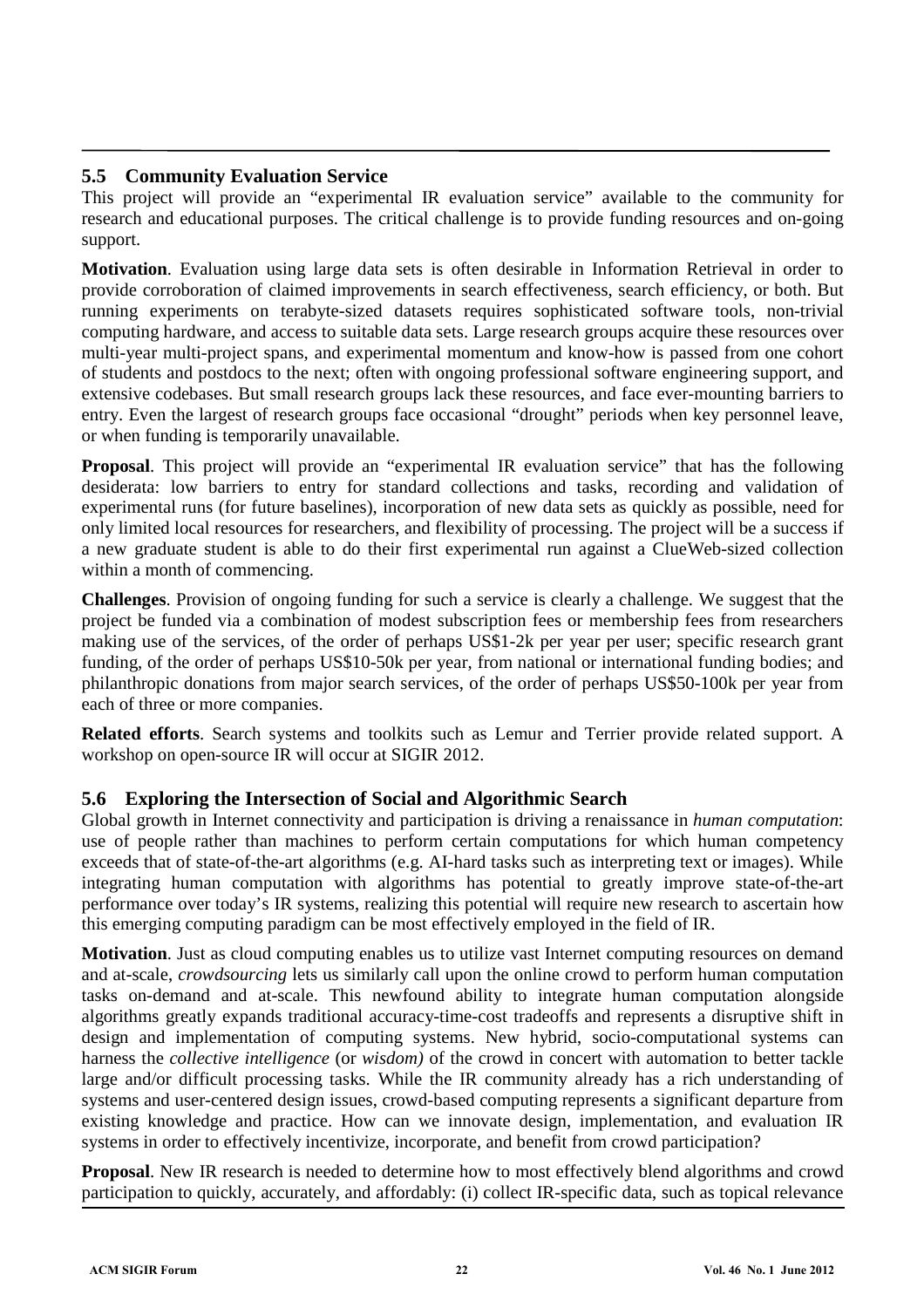## 5.5 Community Evaluation Service

This project will provide an "experimental IR evaluation service" available to the community for research and educational purposes. The critical challenge is to provide funding resources and on-going support.

**Motivation**. Evaluation using large data sets is often desirable in Information Retrieval in order to provide corroboration of claimed improvements in search effectiveness, search efficiency, or both. But running experiments on terabyte-sized datasets requires sophisticated software tools, non-trivial computing hardware, and access to suitable data sets. Large research groups acquire these resources over multi-year multi-project spans, and experimental momentum and know-how is passed from one cohort of students and postdocs to the next; often with ongoing professional software engineering support, and extensive codebases. But small research groups lack these resources, and face ever-mounting barriers to entry. Even the largest of research groups face occasional "drought" periods when key personnel leave, or when funding is temporarily unavailable.

**Proposal**. This project will provide an "experimental IR evaluation service" that has the following desiderata: low barriers to entry for standard collections and tasks, recording and validation of experimental runs (for future baselines), incorporation of new data sets as quickly as possible, need for only limited local resources for researchers, and flexibility of processing. The project will be a success if a new graduate student is able to do their first experimental run against a ClueWeb-sized collection within a month of commencing.

**Challenges**. Provision of ongoing funding for such a service is clearly a challenge. We suggest that the project be funded via a combination of modest subscription fees or membership fees from researchers making use of the services, of the order of perhaps US$1-2k per year per user; specific research grant funding, of the order of perhaps US$10-50k per year, from national or international funding bodies; and philanthropic donations from major search services, of the order of perhaps US$50-100k per year from each of three or more companies.

**Related efforts**. Search systems and toolkits such as Lemur and Terrier provide related support. A workshop on open-source IR will occur at SIGIR 2012.

## 5.6 Exploring the Intersection of Social and Algorithmic Search

Global growth in Internet connectivity and participation is driving a renaissance in *human computation*: use of people rather than machines to perform certain computations for which human competency exceeds that of state-of-the-art algorithms (e.g. AI-hard tasks such as interpreting text or images). While integrating human computation with algorithms has potential to greatly improve state-of-the-art performance over today's IR systems, realizing this potential will require new research to ascertain how this emerging computing paradigm can be most effectively employed in the field of IR.

**Motivation**. Just as cloud computing enables us to utilize vast Internet computing resources on demand and at-scale, *crowdsourcing* lets us similarly call upon the online crowd to perform human computation tasks on-demand and at-scale. This newfound ability to integrate human computation alongside algorithms greatly expands traditional accuracy-time-cost tradeoffs and represents a disruptive shift in design and implementation of computing systems. New hybrid, socio-computational systems can harness the *collective intelligence* (or *wisdom)* of the crowd in concert with automation to better tackle large and/or difficult processing tasks. While the IR community already has a rich understanding of systems and user-centered design issues, crowd-based computing represents a significant departure from existing knowledge and practice. How can we innovate design, implementation, and evaluation IR systems in order to effectively incentivize, incorporate, and benefit from crowd participation?

**Proposal**. New IR research is needed to determine how to most effectively blend algorithms and crowd participation to quickly, accurately, and affordably: (i) collect IR-specific data, such as topical relevance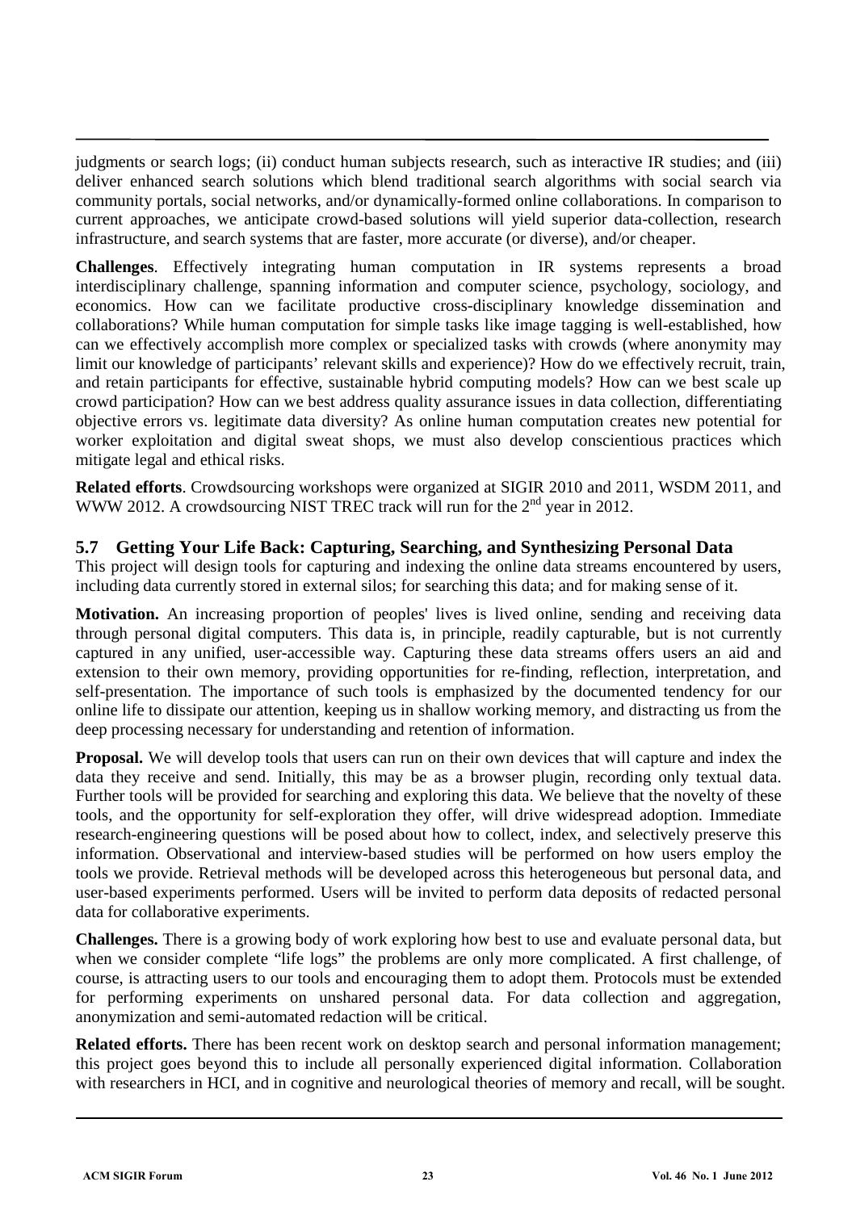judgments or search logs; (ii) conduct human subjects research, such as interactive IR studies; and (iii) deliver enhanced search solutions which blend traditional search algorithms with social search via community portals, social networks, and/or dynamically-formed online collaborations. In comparison to current approaches, we anticipate crowd-based solutions will yield superior data-collection, research infrastructure, and search systems that are faster, more accurate (or diverse), and/or cheaper.

**Challenges**. Effectively integrating human computation in IR systems represents a broad interdisciplinary challenge, spanning information and computer science, psychology, sociology, and economics. How can we facilitate productive cross-disciplinary knowledge dissemination and collaborations? While human computation for simple tasks like image tagging is well-established, how can we effectively accomplish more complex or specialized tasks with crowds (where anonymity may limit our knowledge of participants' relevant skills and experience)? How do we effectively recruit, train, and retain participants for effective, sustainable hybrid computing models? How can we best scale up crowd participation? How can we best address quality assurance issues in data collection, differentiating objective errors vs. legitimate data diversity? As online human computation creates new potential for worker exploitation and digital sweat shops, we must also develop conscientious practices which mitigate legal and ethical risks.

**Related efforts**. Crowdsourcing workshops were organized at SIGIR 2010 and 2011, WSDM 2011, and WWW 2012. A crowdsourcing NIST TREC track will run for the 2nd year in 2012.

## 5.7 Getting Your Life Back: Capturing, Searching, and Synthesizing Personal Data

This project will design tools for capturing and indexing the online data streams encountered by users, including data currently stored in external silos; for searching this data; and for making sense of it.

**Motivation.** An increasing proportion of peoples' lives is lived online, sending and receiving data through personal digital computers. This data is, in principle, readily capturable, but is not currently captured in any unified, user-accessible way. Capturing these data streams offers users an aid and extension to their own memory, providing opportunities for re-finding, reflection, interpretation, and self-presentation. The importance of such tools is emphasized by the documented tendency for our online life to dissipate our attention, keeping us in shallow working memory, and distracting us from the deep processing necessary for understanding and retention of information.

**Proposal.** We will develop tools that users can run on their own devices that will capture and index the data they receive and send. Initially, this may be as a browser plugin, recording only textual data. Further tools will be provided for searching and exploring this data. We believe that the novelty of these tools, and the opportunity for self-exploration they offer, will drive widespread adoption. Immediate research-engineering questions will be posed about how to collect, index, and selectively preserve this information. Observational and interview-based studies will be performed on how users employ the tools we provide. Retrieval methods will be developed across this heterogeneous but personal data, and user-based experiments performed. Users will be invited to perform data deposits of redacted personal data for collaborative experiments.

**Challenges.** There is a growing body of work exploring how best to use and evaluate personal data, but when we consider complete "life logs" the problems are only more complicated. A first challenge, of course, is attracting users to our tools and encouraging them to adopt them. Protocols must be extended for performing experiments on unshared personal data. For data collection and aggregation, anonymization and semi-automated redaction will be critical.

**Related efforts.** There has been recent work on desktop search and personal information management; this project goes beyond this to include all personally experienced digital information. Collaboration with researchers in HCI, and in cognitive and neurological theories of memory and recall, will be sought.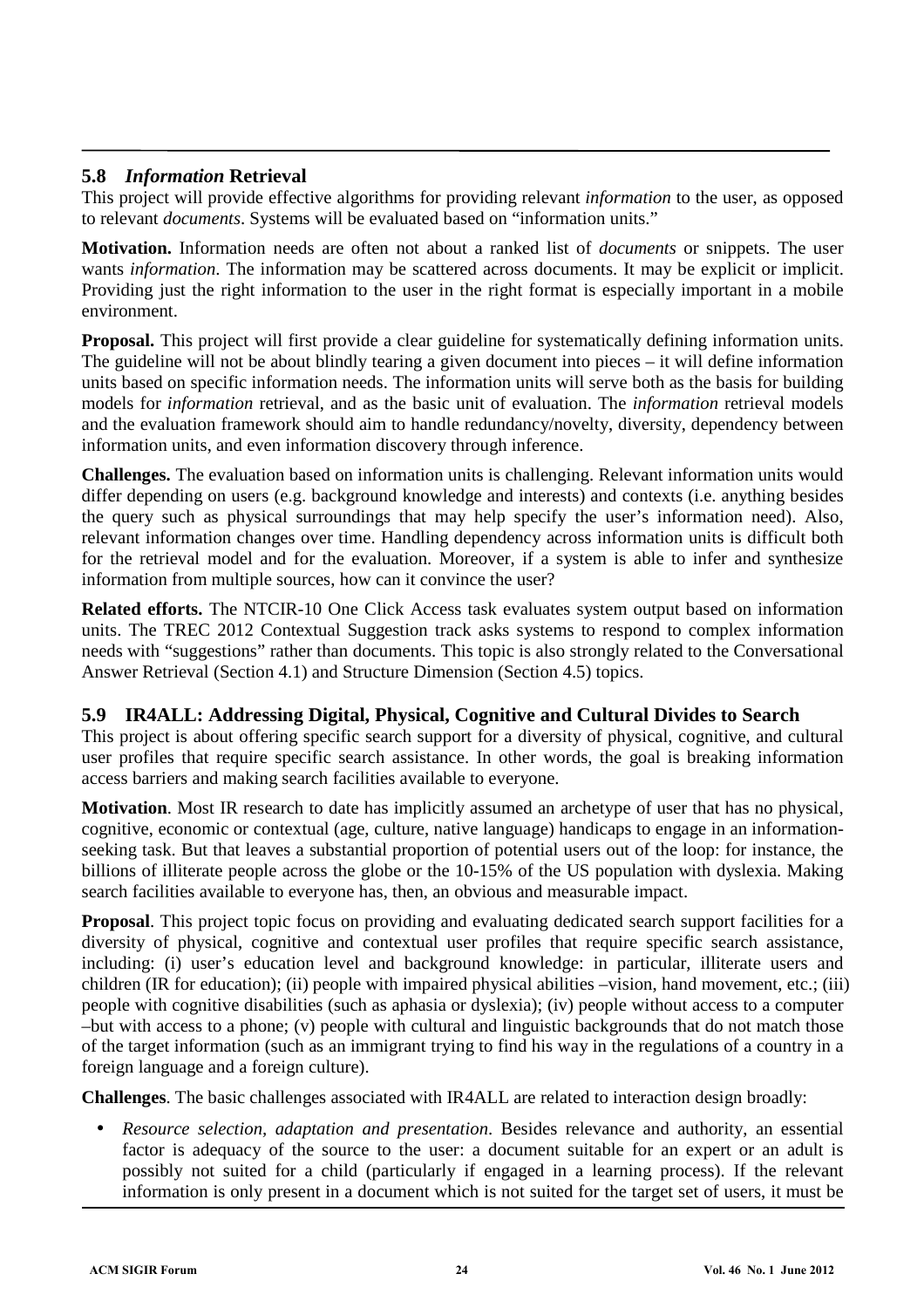### 5.8 *Information* Retrieval

This project will provide effective algorithms for providing relevant *information* to the user, as opposed to relevant *documents*. Systems will be evaluated based on "information units."

**Motivation.** Information needs are often not about a ranked list of *documents* or snippets. The user wants *information*. The information may be scattered across documents. It may be explicit or implicit. Providing just the right information to the user in the right format is especially important in a mobile environment.

**Proposal.** This project will first provide a clear guideline for systematically defining information units. The guideline will not be about blindly tearing a given document into pieces – it will define information units based on specific information needs. The information units will serve both as the basis for building models for *information* retrieval, and as the basic unit of evaluation. The *information* retrieval models and the evaluation framework should aim to handle redundancy/novelty, diversity, dependency between information units, and even information discovery through inference.

**Challenges.** The evaluation based on information units is challenging. Relevant information units would differ depending on users (e.g. background knowledge and interests) and contexts (i.e. anything besides the query such as physical surroundings that may help specify the user's information need). Also, relevant information changes over time. Handling dependency across information units is difficult both for the retrieval model and for the evaluation. Moreover, if a system is able to infer and synthesize information from multiple sources, how can it convince the user?

**Related efforts.** The NTCIR-10 One Click Access task evaluates system output based on information units. The TREC 2012 Contextual Suggestion track asks systems to respond to complex information needs with "suggestions" rather than documents. This topic is also strongly related to the Conversational Answer Retrieval (Section 4.1) and Structure Dimension (Section 4.5) topics.

### 5.9 IR4ALL: Addressing Digital, Physical, Cognitive and Cultural Divides to Search

This project is about offering specific search support for a diversity of physical, cognitive, and cultural user profiles that require specific search assistance. In other words, the goal is breaking information access barriers and making search facilities available to everyone.

**Motivation**. Most IR research to date has implicitly assumed an archetype of user that has no physical, cognitive, economic or contextual (age, culture, native language) handicaps to engage in an information-seeking task. But that leaves a substantial proportion of potential users out of the loop: for instance, the billions of illiterate people across the globe or the 10-15% of the US population with dyslexia. Making search facilities available to everyone has, then, an obvious and measurable impact.

**Proposal**. This project topic focus on providing and evaluating dedicated search support facilities for a diversity of physical, cognitive and contextual user profiles that require specific search assistance, including: (i) user's education level and background knowledge: in particular, illiterate users and children (IR for education); (ii) people with impaired physical abilities –vision, hand movement, etc.; (iii) people with cognitive disabilities (such as aphasia or dyslexia); (iv) people without access to a computer –but with access to a phone; (v) people with cultural and linguistic backgrounds that do not match those of the target information (such as an immigrant trying to find his way in the regulations of a country in a foreign language and a foreign culture).

**Challenges**. The basic challenges associated with IR4ALL are related to interaction design broadly:

- *Resource selection, adaptation and presentation*. Besides relevance and authority, an essential factor is adequacy of the source to the user: a document suitable for an expert or an adult is possibly not suited for a child (particularly if engaged in a learning process). If the relevant information is only present in a document which is not suited for the target set of users, it must be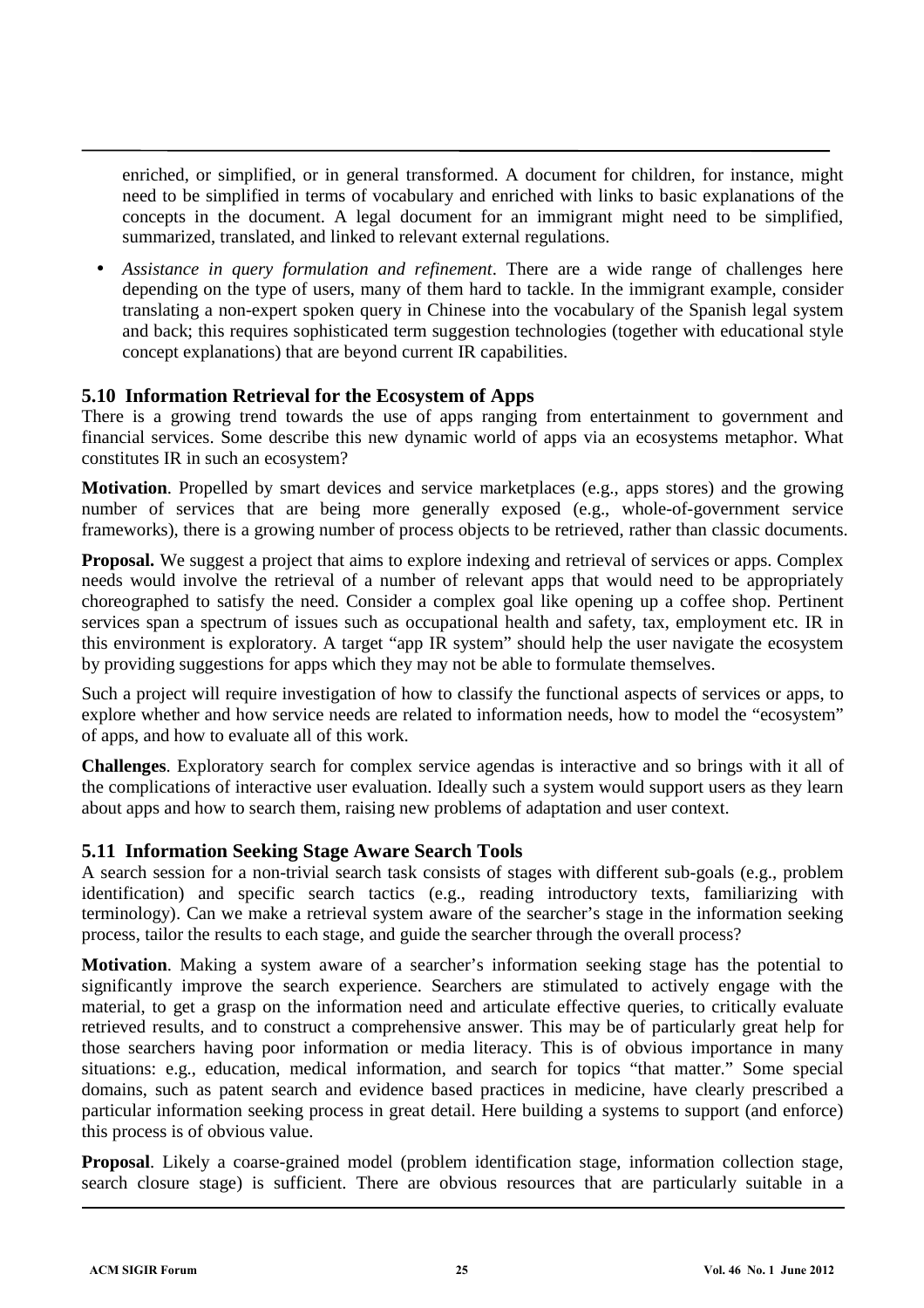enriched, or simplified, or in general transformed. A document for children, for instance, might need to be simplified in terms of vocabulary and enriched with links to basic explanations of the concepts in the document. A legal document for an immigrant might need to be simplified, summarized, translated, and linked to relevant external regulations.

- *Assistance in query formulation and refinement*. There are a wide range of challenges here depending on the type of users, many of them hard to tackle. In the immigrant example, consider translating a non-expert spoken query in Chinese into the vocabulary of the Spanish legal system and back; this requires sophisticated term suggestion technologies (together with educational style concept explanations) that are beyond current IR capabilities.

### 5.10 Information Retrieval for the Ecosystem of Apps

There is a growing trend towards the use of apps ranging from entertainment to government and financial services. Some describe this new dynamic world of apps via an ecosystems metaphor. What constitutes IR in such an ecosystem?

**Motivation**. Propelled by smart devices and service marketplaces (e.g., apps stores) and the growing number of services that are being more generally exposed (e.g., whole-of-government service frameworks), there is a growing number of process objects to be retrieved, rather than classic documents.

**Proposal.** We suggest a project that aims to explore indexing and retrieval of services or apps. Complex needs would involve the retrieval of a number of relevant apps that would need to be appropriately choreographed to satisfy the need. Consider a complex goal like opening up a coffee shop. Pertinent services span a spectrum of issues such as occupational health and safety, tax, employment etc. IR in this environment is exploratory. A target "app IR system" should help the user navigate the ecosystem by providing suggestions for apps which they may not be able to formulate themselves.

Such a project will require investigation of how to classify the functional aspects of services or apps, to explore whether and how service needs are related to information needs, how to model the "ecosystem" of apps, and how to evaluate all of this work.

**Challenges**. Exploratory search for complex service agendas is interactive and so brings with it all of the complications of interactive user evaluation. Ideally such a system would support users as they learn about apps and how to search them, raising new problems of adaptation and user context.

### 5.11 Information Seeking Stage Aware Search Tools

A search session for a non-trivial search task consists of stages with different sub-goals (e.g., problem identification) and specific search tactics (e.g., reading introductory texts, familiarizing with terminology). Can we make a retrieval system aware of the searcher's stage in the information seeking process, tailor the results to each stage, and guide the searcher through the overall process?

**Motivation**. Making a system aware of a searcher's information seeking stage has the potential to significantly improve the search experience. Searchers are stimulated to actively engage with the material, to get a grasp on the information need and articulate effective queries, to critically evaluate retrieved results, and to construct a comprehensive answer. This may be of particularly great help for those searchers having poor information or media literacy. This is of obvious importance in many situations: e.g., education, medical information, and search for topics "that matter." Some special domains, such as patent search and evidence based practices in medicine, have clearly prescribed a particular information seeking process in great detail. Here building a systems to support (and enforce) this process is of obvious value.

**Proposal**. Likely a coarse-grained model (problem identification stage, information collection stage, search closure stage) is sufficient. There are obvious resources that are particularly suitable in a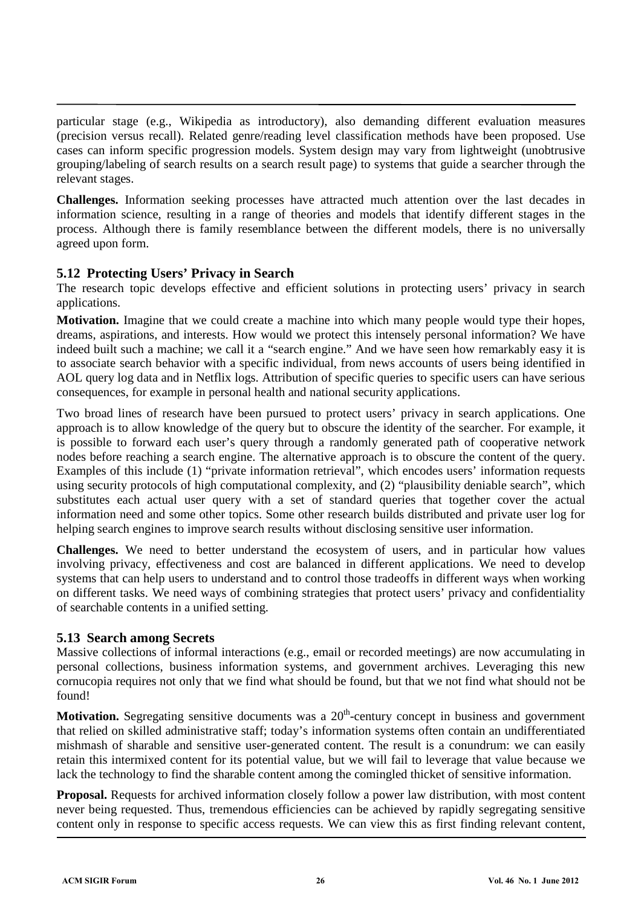particular stage (e.g., Wikipedia as introductory), also demanding different evaluation measures (precision versus recall). Related genre/reading level classification methods have been proposed. Use cases can inform specific progression models. System design may vary from lightweight (unobtrusive grouping/labeling of search results on a search result page) to systems that guide a searcher through the relevant stages.

**Challenges.** Information seeking processes have attracted much attention over the last decades in information science, resulting in a range of theories and models that identify different stages in the process. Although there is family resemblance between the different models, there is no universally agreed upon form.

### 5.12 Protecting Users' Privacy in Search

The research topic develops effective and efficient solutions in protecting users' privacy in search applications.

**Motivation.** Imagine that we could create a machine into which many people would type their hopes, dreams, aspirations, and interests. How would we protect this intensely personal information? We have indeed built such a machine; we call it a "search engine." And we have seen how remarkably easy it is to associate search behavior with a specific individual, from news accounts of users being identified in AOL query log data and in Netflix logs. Attribution of specific queries to specific users can have serious consequences, for example in personal health and national security applications.

Two broad lines of research have been pursued to protect users' privacy in search applications. One approach is to allow knowledge of the query but to obscure the identity of the searcher. For example, it is possible to forward each user's query through a randomly generated path of cooperative network nodes before reaching a search engine. The alternative approach is to obscure the content of the query. Examples of this include (1) "private information retrieval", which encodes users' information requests using security protocols of high computational complexity, and (2) "plausibility deniable search", which substitutes each actual user query with a set of standard queries that together cover the actual information need and some other topics. Some other research builds distributed and private user log for helping search engines to improve search results without disclosing sensitive user information.

**Challenges.** We need to better understand the ecosystem of users, and in particular how values involving privacy, effectiveness and cost are balanced in different applications. We need to develop systems that can help users to understand and to control those tradeoffs in different ways when working on different tasks. We need ways of combining strategies that protect users' privacy and confidentiality of searchable contents in a unified setting.

### 5.13 Search among Secrets

Massive collections of informal interactions (e.g., email or recorded meetings) are now accumulating in personal collections, business information systems, and government archives. Leveraging this new cornucopia requires not only that we find what should be found, but that we not find what should not be found!

**Motivation.** Segregating sensitive documents was a 20th-century concept in business and government that relied on skilled administrative staff; today's information systems often contain an undifferentiated mishmash of sharable and sensitive user-generated content. The result is a conundrum: we can easily retain this intermixed content for its potential value, but we will fail to leverage that value because we lack the technology to find the sharable content among the comingled thicket of sensitive information.

**Proposal.** Requests for archived information closely follow a power law distribution, with most content never being requested. Thus, tremendous efficiencies can be achieved by rapidly segregating sensitive content only in response to specific access requests. We can view this as first finding relevant content,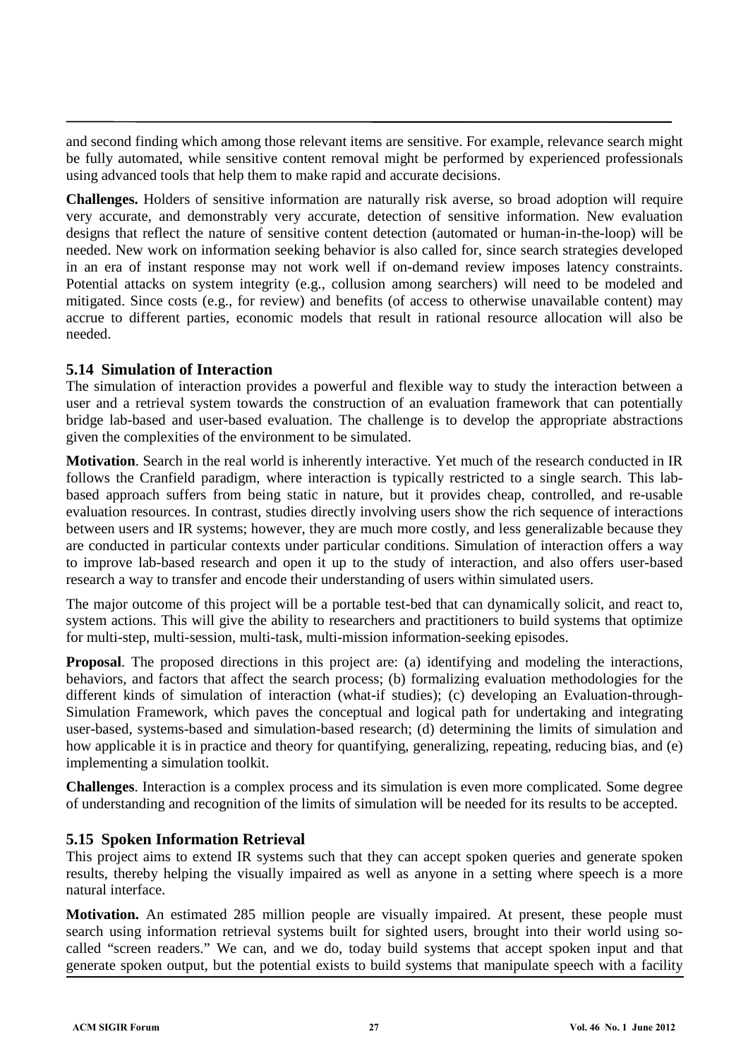and second finding which among those relevant items are sensitive. For example, relevance search might be fully automated, while sensitive content removal might be performed by experienced professionals using advanced tools that help them to make rapid and accurate decisions.

**Challenges.** Holders of sensitive information are naturally risk averse, so broad adoption will require very accurate, and demonstrably very accurate, detection of sensitive information. New evaluation designs that reflect the nature of sensitive content detection (automated or human-in-the-loop) will be needed. New work on information seeking behavior is also called for, since search strategies developed in an era of instant response may not work well if on-demand review imposes latency constraints. Potential attacks on system integrity (e.g., collusion among searchers) will need to be modeled and mitigated. Since costs (e.g., for review) and benefits (of access to otherwise unavailable content) may accrue to different parties, economic models that result in rational resource allocation will also be needed.

### 5.14 Simulation of Interaction

The simulation of interaction provides a powerful and flexible way to study the interaction between a user and a retrieval system towards the construction of an evaluation framework that can potentially bridge lab-based and user-based evaluation. The challenge is to develop the appropriate abstractions given the complexities of the environment to be simulated.

**Motivation**. Search in the real world is inherently interactive. Yet much of the research conducted in IR follows the Cranfield paradigm, where interaction is typically restricted to a single search. This lab-based approach suffers from being static in nature, but it provides cheap, controlled, and re-usable evaluation resources. In contrast, studies directly involving users show the rich sequence of interactions between users and IR systems; however, they are much more costly, and less generalizable because they are conducted in particular contexts under particular conditions. Simulation of interaction offers a way to improve lab-based research and open it up to the study of interaction, and also offers user-based research a way to transfer and encode their understanding of users within simulated users.

The major outcome of this project will be a portable test-bed that can dynamically solicit, and react to, system actions. This will give the ability to researchers and practitioners to build systems that optimize for multi-step, multi-session, multi-task, multi-mission information-seeking episodes.

**Proposal**. The proposed directions in this project are: (a) identifying and modeling the interactions, behaviors, and factors that affect the search process; (b) formalizing evaluation methodologies for the different kinds of simulation of interaction (what-if studies); (c) developing an Evaluation-through-Simulation Framework, which paves the conceptual and logical path for undertaking and integrating user-based, systems-based and simulation-based research; (d) determining the limits of simulation and how applicable it is in practice and theory for quantifying, generalizing, repeating, reducing bias, and (e) implementing a simulation toolkit.

**Challenges**. Interaction is a complex process and its simulation is even more complicated. Some degree of understanding and recognition of the limits of simulation will be needed for its results to be accepted.

### 5.15 Spoken Information Retrieval

This project aims to extend IR systems such that they can accept spoken queries and generate spoken results, thereby helping the visually impaired as well as anyone in a setting where speech is a more natural interface.

**Motivation.** An estimated 285 million people are visually impaired. At present, these people must search using information retrieval systems built for sighted users, brought into their world using so-called "screen readers." We can, and we do, today build systems that accept spoken input and that generate spoken output, but the potential exists to build systems that manipulate speech with a facility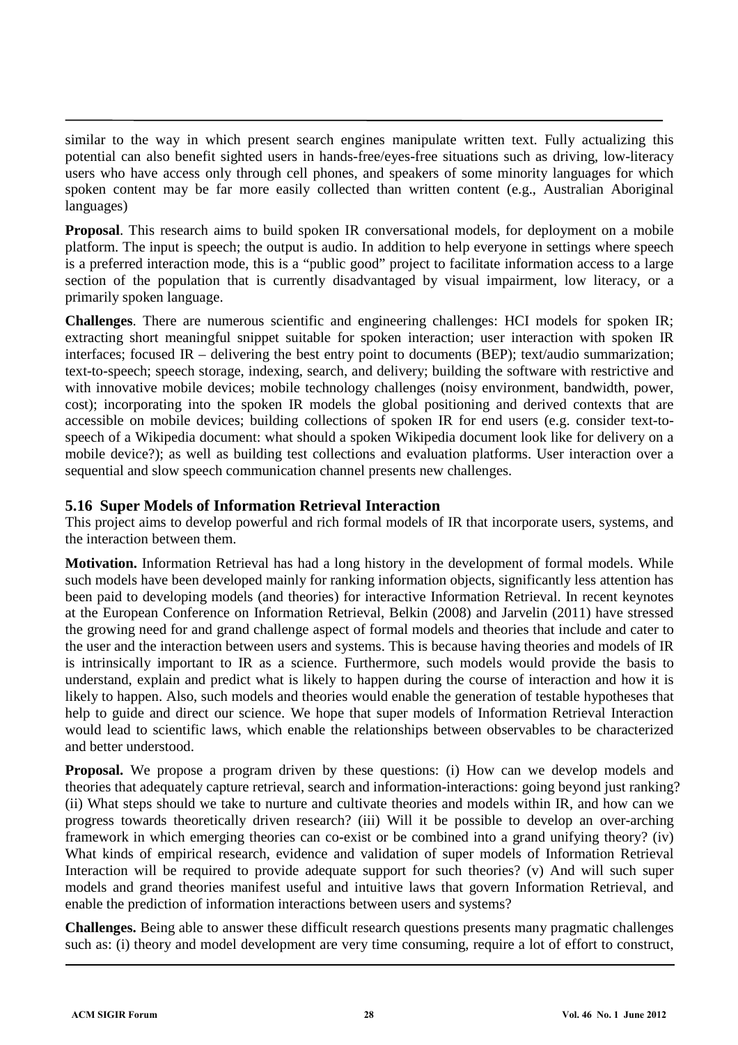similar to the way in which present search engines manipulate written text. Fully actualizing this potential can also benefit sighted users in hands-free/eyes-free situations such as driving, low-literacy users who have access only through cell phones, and speakers of some minority languages for which spoken content may be far more easily collected than written content (e.g., Australian Aboriginal languages)

**Proposal**. This research aims to build spoken IR conversational models, for deployment on a mobile platform. The input is speech; the output is audio. In addition to help everyone in settings where speech is a preferred interaction mode, this is a "public good" project to facilitate information access to a large section of the population that is currently disadvantaged by visual impairment, low literacy, or a primarily spoken language.

**Challenges**. There are numerous scientific and engineering challenges: HCI models for spoken IR; extracting short meaningful snippet suitable for spoken interaction; user interaction with spoken IR interfaces; focused IR – delivering the best entry point to documents (BEP); text/audio summarization; text-to-speech; speech storage, indexing, search, and delivery; building the software with restrictive and with innovative mobile devices; mobile technology challenges (noisy environment, bandwidth, power, cost); incorporating into the spoken IR models the global positioning and derived contexts that are accessible on mobile devices; building collections of spoken IR for end users (e.g. consider text-to-speech of a Wikipedia document: what should a spoken Wikipedia document look like for delivery on a mobile device?); as well as building test collections and evaluation platforms. User interaction over a sequential and slow speech communication channel presents new challenges.

### 5.16 Super Models of Information Retrieval Interaction

This project aims to develop powerful and rich formal models of IR that incorporate users, systems, and the interaction between them.

**Motivation.** Information Retrieval has had a long history in the development of formal models. While such models have been developed mainly for ranking information objects, significantly less attention has been paid to developing models (and theories) for interactive Information Retrieval. In recent keynotes at the European Conference on Information Retrieval, Belkin (2008) and Jarvelin (2011) have stressed the growing need for and grand challenge aspect of formal models and theories that include and cater to the user and the interaction between users and systems. This is because having theories and models of IR is intrinsically important to IR as a science. Furthermore, such models would provide the basis to understand, explain and predict what is likely to happen during the course of interaction and how it is likely to happen. Also, such models and theories would enable the generation of testable hypotheses that help to guide and direct our science. We hope that super models of Information Retrieval Interaction would lead to scientific laws, which enable the relationships between observables to be characterized and better understood.

**Proposal.** We propose a program driven by these questions: (i) How can we develop models and theories that adequately capture retrieval, search and information-interactions: going beyond just ranking? (ii) What steps should we take to nurture and cultivate theories and models within IR, and how can we progress towards theoretically driven research? (iii) Will it be possible to develop an over-arching framework in which emerging theories can co-exist or be combined into a grand unifying theory? (iv) What kinds of empirical research, evidence and validation of super models of Information Retrieval Interaction will be required to provide adequate support for such theories? (v) And will such super models and grand theories manifest useful and intuitive laws that govern Information Retrieval, and enable the prediction of information interactions between users and systems?

**Challenges.** Being able to answer these difficult research questions presents many pragmatic challenges such as: (i) theory and model development are very time consuming, require a lot of effort to construct,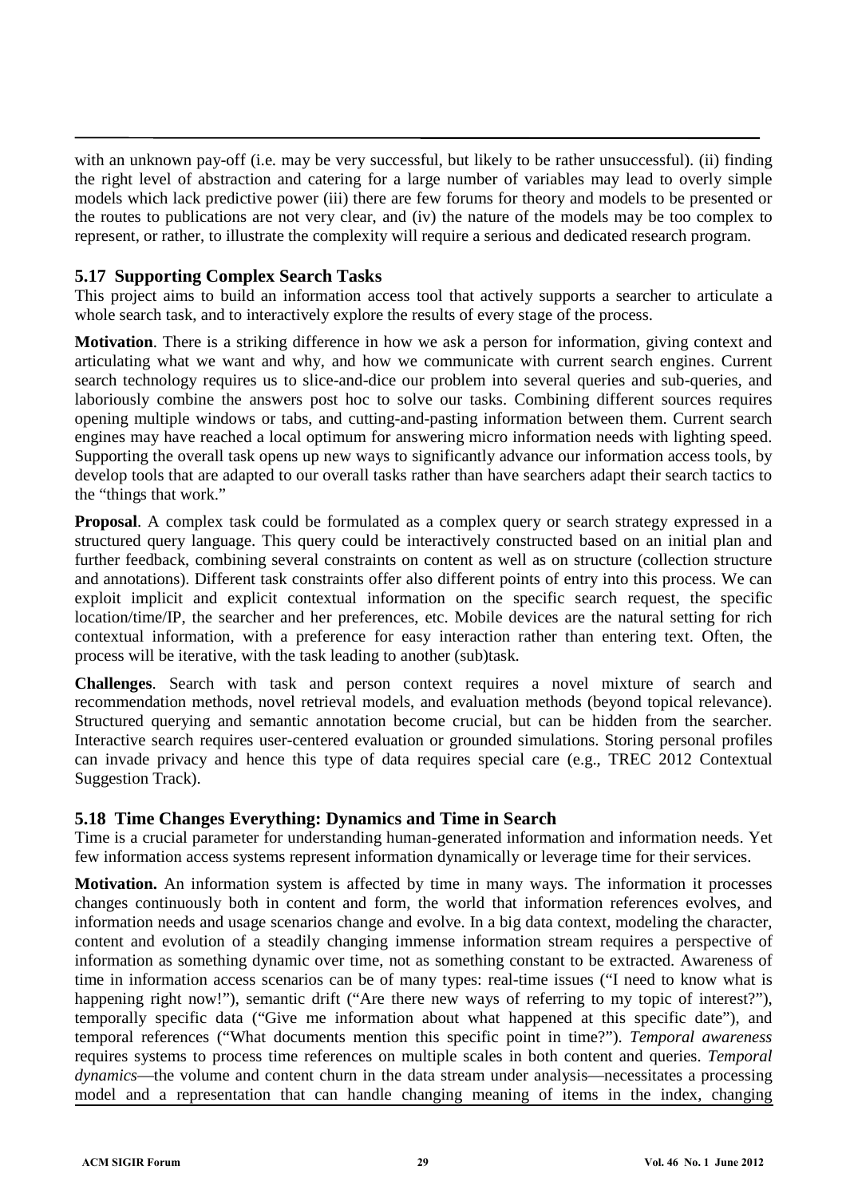with an unknown pay-off (i.e. may be very successful, but likely to be rather unsuccessful). (ii) finding the right level of abstraction and catering for a large number of variables may lead to overly simple models which lack predictive power (iii) there are few forums for theory and models to be presented or the routes to publications are not very clear, and (iv) the nature of the models may be too complex to represent, or rather, to illustrate the complexity will require a serious and dedicated research program.

### 5.17 Supporting Complex Search Tasks

This project aims to build an information access tool that actively supports a searcher to articulate a whole search task, and to interactively explore the results of every stage of the process.

**Motivation**. There is a striking difference in how we ask a person for information, giving context and articulating what we want and why, and how we communicate with current search engines. Current search technology requires us to slice-and-dice our problem into several queries and sub-queries, and laboriously combine the answers post hoc to solve our tasks. Combining different sources requires opening multiple windows or tabs, and cutting-and-pasting information between them. Current search engines may have reached a local optimum for answering micro information needs with lighting speed. Supporting the overall task opens up new ways to significantly advance our information access tools, by develop tools that are adapted to our overall tasks rather than have searchers adapt their search tactics to the "things that work."

**Proposal**. A complex task could be formulated as a complex query or search strategy expressed in a structured query language. This query could be interactively constructed based on an initial plan and further feedback, combining several constraints on content as well as on structure (collection structure and annotations). Different task constraints offer also different points of entry into this process. We can exploit implicit and explicit contextual information on the specific search request, the specific location/time/IP, the searcher and her preferences, etc. Mobile devices are the natural setting for rich contextual information, with a preference for easy interaction rather than entering text. Often, the process will be iterative, with the task leading to another (sub)task.

**Challenges**. Search with task and person context requires a novel mixture of search and recommendation methods, novel retrieval models, and evaluation methods (beyond topical relevance). Structured querying and semantic annotation become crucial, but can be hidden from the searcher. Interactive search requires user-centered evaluation or grounded simulations. Storing personal profiles can invade privacy and hence this type of data requires special care (e.g., TREC 2012 Contextual Suggestion Track).

### 5.18 Time Changes Everything: Dynamics and Time in Search

Time is a crucial parameter for understanding human-generated information and information needs. Yet few information access systems represent information dynamically or leverage time for their services.

**Motivation.** An information system is affected by time in many ways. The information it processes changes continuously both in content and form, the world that information references evolves, and information needs and usage scenarios change and evolve. In a big data context, modeling the character, content and evolution of a steadily changing immense information stream requires a perspective of information as something dynamic over time, not as something constant to be extracted. Awareness of time in information access scenarios can be of many types: real-time issues ("I need to know what is happening right now!"), semantic drift ("Are there new ways of referring to my topic of interest?"), temporally specific data ("Give me information about what happened at this specific date"), and temporal references ("What documents mention this specific point in time?"). *Temporal awareness* requires systems to process time references on multiple scales in both content and queries. *Temporal dynamics*—the volume and content churn in the data stream under analysis—necessitates a processing model and a representation that can handle changing meaning of items in the index, changing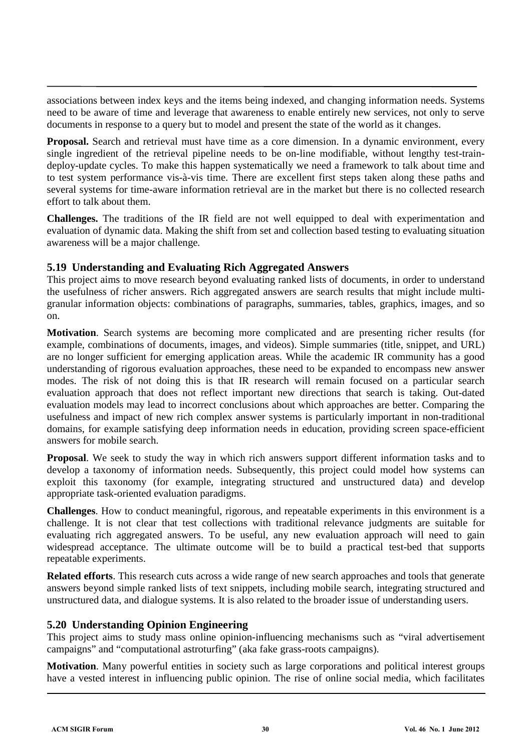associations between index keys and the items being indexed, and changing information needs. Systems need to be aware of time and leverage that awareness to enable entirely new services, not only to serve documents in response to a query but to model and present the state of the world as it changes.

**Proposal.** Search and retrieval must have time as a core dimension. In a dynamic environment, every single ingredient of the retrieval pipeline needs to be on-line modifiable, without lengthy test-train-deploy-update cycles. To make this happen systematically we need a framework to talk about time and to test system performance vis-à-vis time. There are excellent first steps taken along these paths and several systems for time-aware information retrieval are in the market but there is no collected research effort to talk about them.

**Challenges.** The traditions of the IR field are not well equipped to deal with experimentation and evaluation of dynamic data. Making the shift from set and collection based testing to evaluating situation awareness will be a major challenge.

### 5.19 Understanding and Evaluating Rich Aggregated Answers

This project aims to move research beyond evaluating ranked lists of documents, in order to understand the usefulness of richer answers. Rich aggregated answers are search results that might include multi-granular information objects: combinations of paragraphs, summaries, tables, graphics, images, and so on.

**Motivation**. Search systems are becoming more complicated and are presenting richer results (for example, combinations of documents, images, and videos). Simple summaries (title, snippet, and URL) are no longer sufficient for emerging application areas. While the academic IR community has a good understanding of rigorous evaluation approaches, these need to be expanded to encompass new answer modes. The risk of not doing this is that IR research will remain focused on a particular search evaluation approach that does not reflect important new directions that search is taking. Out-dated evaluation models may lead to incorrect conclusions about which approaches are better. Comparing the usefulness and impact of new rich complex answer systems is particularly important in non-traditional domains, for example satisfying deep information needs in education, providing screen space-efficient answers for mobile search.

**Proposal**. We seek to study the way in which rich answers support different information tasks and to develop a taxonomy of information needs. Subsequently, this project could model how systems can exploit this taxonomy (for example, integrating structured and unstructured data) and develop appropriate task-oriented evaluation paradigms.

**Challenges**. How to conduct meaningful, rigorous, and repeatable experiments in this environment is a challenge. It is not clear that test collections with traditional relevance judgments are suitable for evaluating rich aggregated answers. To be useful, any new evaluation approach will need to gain widespread acceptance. The ultimate outcome will be to build a practical test-bed that supports repeatable experiments.

**Related efforts**. This research cuts across a wide range of new search approaches and tools that generate answers beyond simple ranked lists of text snippets, including mobile search, integrating structured and unstructured data, and dialogue systems. It is also related to the broader issue of understanding users.

### 5.20 Understanding Opinion Engineering

This project aims to study mass online opinion-influencing mechanisms such as "viral advertisement campaigns" and "computational astroturfing" (aka fake grass-roots campaigns).

**Motivation**. Many powerful entities in society such as large corporations and political interest groups have a vested interest in influencing public opinion. The rise of online social media, which facilitates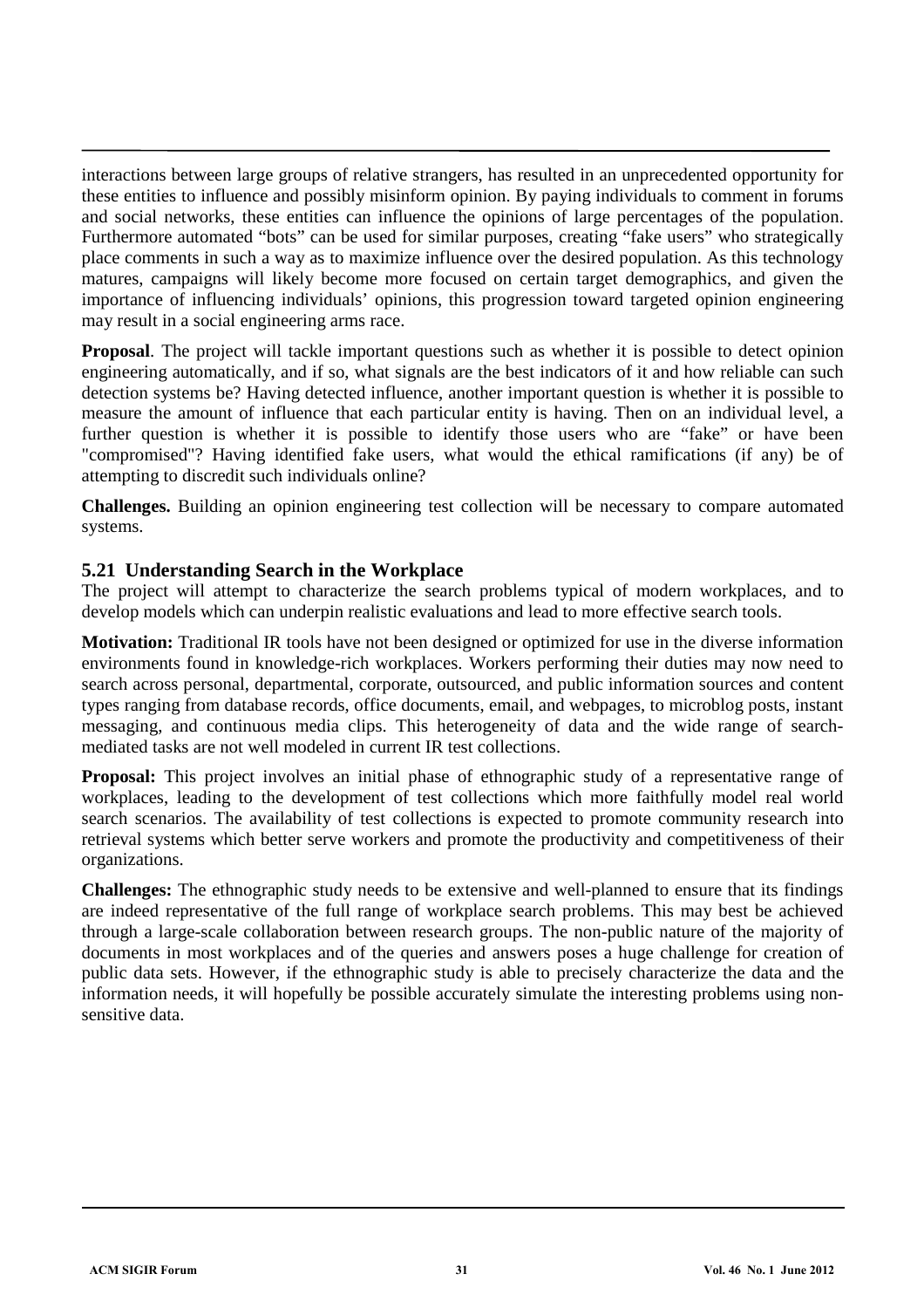interactions between large groups of relative strangers, has resulted in an unprecedented opportunity for these entities to influence and possibly misinform opinion. By paying individuals to comment in forums and social networks, these entities can influence the opinions of large percentages of the population. Furthermore automated "bots" can be used for similar purposes, creating "fake users" who strategically place comments in such a way as to maximize influence over the desired population. As this technology matures, campaigns will likely become more focused on certain target demographics, and given the importance of influencing individuals' opinions, this progression toward targeted opinion engineering may result in a social engineering arms race.

**Proposal**. The project will tackle important questions such as whether it is possible to detect opinion engineering automatically, and if so, what signals are the best indicators of it and how reliable can such detection systems be? Having detected influence, another important question is whether it is possible to measure the amount of influence that each particular entity is having. Then on an individual level, a further question is whether it is possible to identify those users who are "fake" or have been "compromised"? Having identified fake users, what would the ethical ramifications (if any) be of attempting to discredit such individuals online?

**Challenges.** Building an opinion engineering test collection will be necessary to compare automated systems.

### 5.21 Understanding Search in the Workplace

The project will attempt to characterize the search problems typical of modern workplaces, and to develop models which can underpin realistic evaluations and lead to more effective search tools.

**Motivation:** Traditional IR tools have not been designed or optimized for use in the diverse information environments found in knowledge-rich workplaces. Workers performing their duties may now need to search across personal, departmental, corporate, outsourced, and public information sources and content types ranging from database records, office documents, email, and webpages, to microblog posts, instant messaging, and continuous media clips. This heterogeneity of data and the wide range of search-mediated tasks are not well modeled in current IR test collections.

**Proposal:** This project involves an initial phase of ethnographic study of a representative range of workplaces, leading to the development of test collections which more faithfully model real world search scenarios. The availability of test collections is expected to promote community research into retrieval systems which better serve workers and promote the productivity and competitiveness of their organizations.

**Challenges:** The ethnographic study needs to be extensive and well-planned to ensure that its findings are indeed representative of the full range of workplace search problems. This may best be achieved through a large-scale collaboration between research groups. The non-public nature of the majority of documents in most workplaces and of the queries and answers poses a huge challenge for creation of public data sets. However, if the ethnographic study is able to precisely characterize the data and the information needs, it will hopefully be possible accurately simulate the interesting problems using non-sensitive data.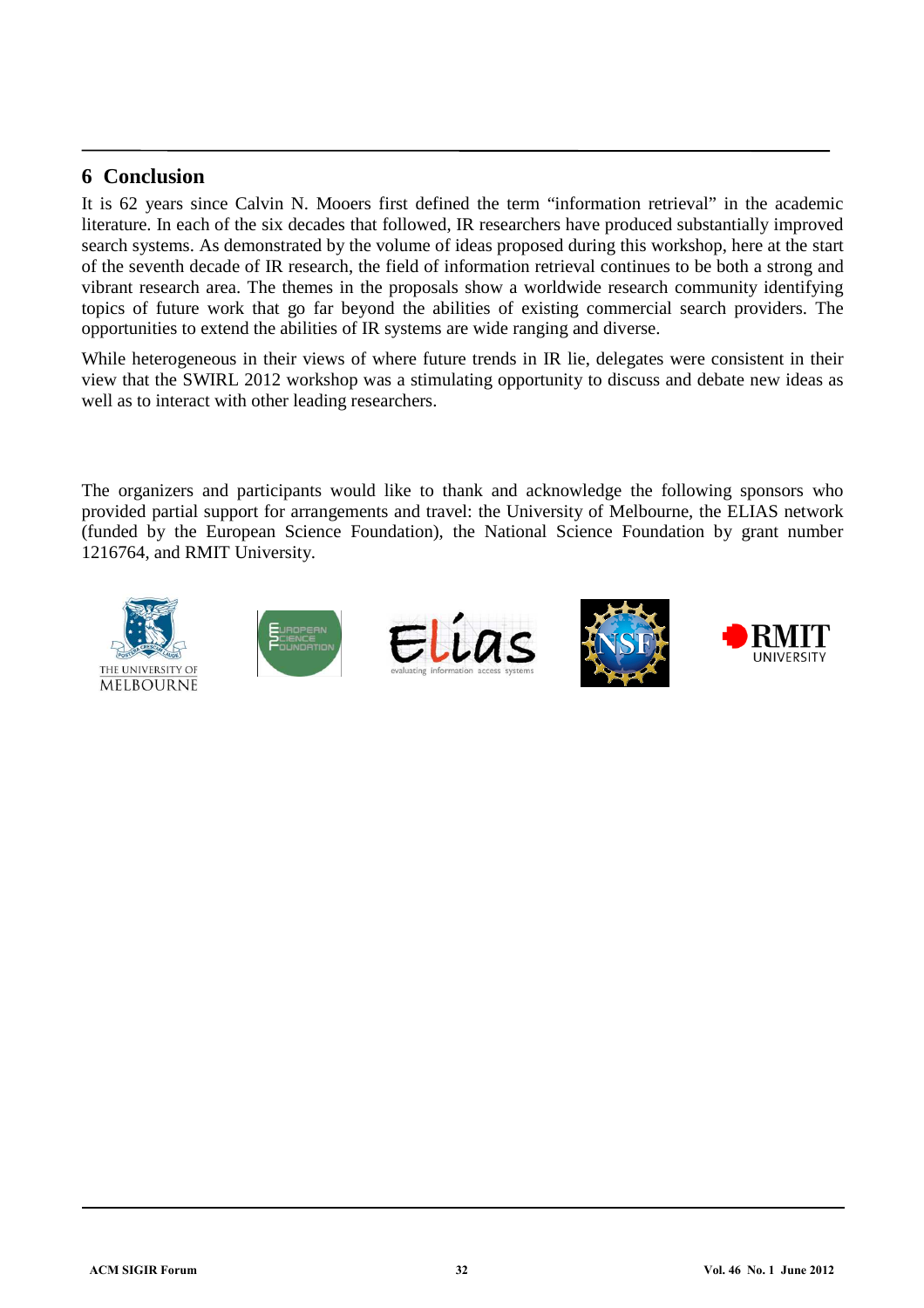## 6 Conclusion

It is 62 years since Calvin N. Mooers first defined the term "information retrieval" in the academic literature. In each of the six decades that followed, IR researchers have produced substantially improved search systems. As demonstrated by the volume of ideas proposed during this workshop, here at the start of the seventh decade of IR research, the field of information retrieval continues to be both a strong and vibrant research area. The themes in the proposals show a worldwide research community identifying topics of future work that go far beyond the abilities of existing commercial search providers. The opportunities to extend the abilities of IR systems are wide ranging and diverse.

While heterogeneous in their views of where future trends in IR lie, delegates were consistent in their view that the SWIRL 2012 workshop was a stimulating opportunity to discuss and debate new ideas as well as to interact with other leading researchers.

The organizers and participants would like to thank and acknowledge the following sponsors who provided partial support for arrangements and travel: the University of Melbourne, the ELIAS network (funded by the European Science Foundation), the National Science Foundation by grant number 1216764, and RMIT University.